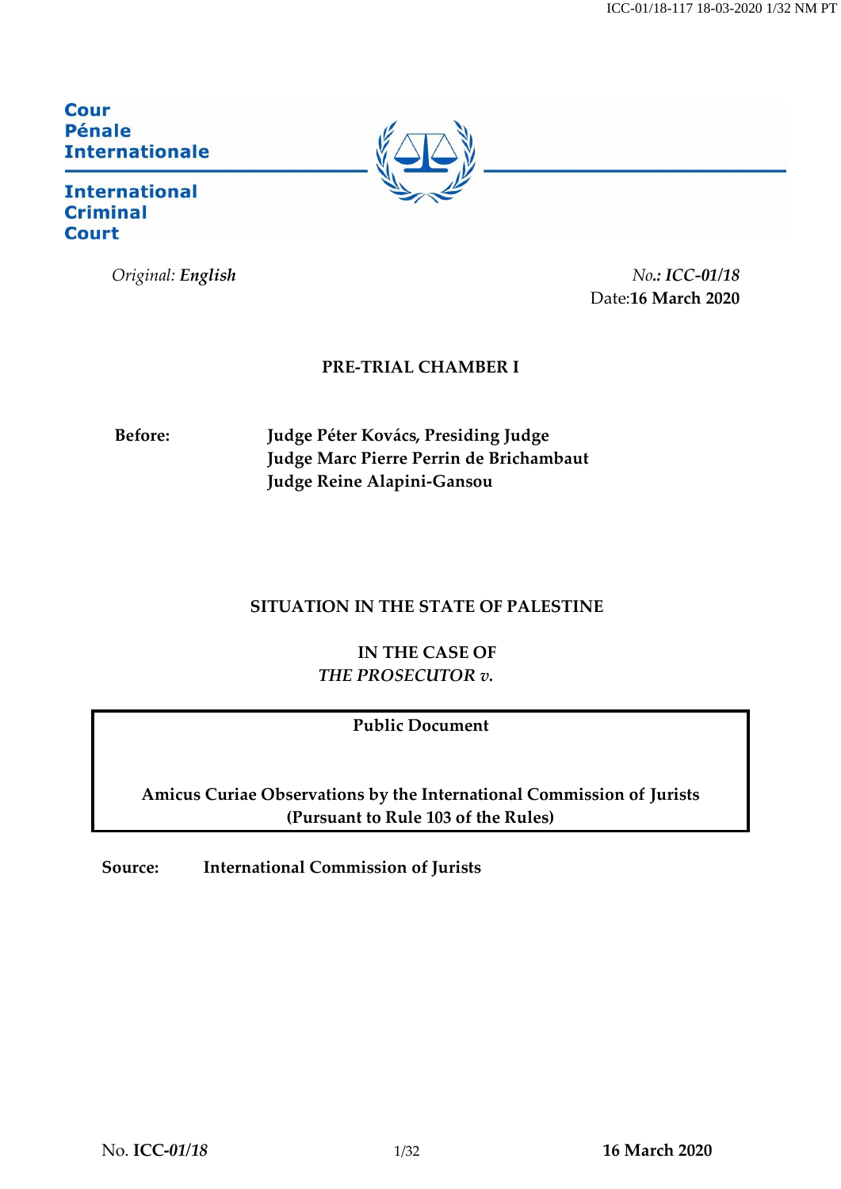Cour Pénale Internationale

International Criminal Court

*Original:* **English**

*No.*: ***ICC-01/18***
Date: **16 March 2020**

**PRE-TRIAL CHAMBER I**

**Before:** **Judge Péter Kovács, Presiding Judge**
**Judge Marc Pierre Perrin de Brichambaut**
**Judge Reine Alapini-Gansou**

**SITUATION IN THE STATE OF PALESTINE**

**IN THE CASE OF**
***THE PROSECUTOR v.***

**Public Document**

**Amicus Curiae Observations by the International Commission of Jurists**
**(Pursuant to Rule 103 of the Rules)**

**Source:** **International Commission of Jurists**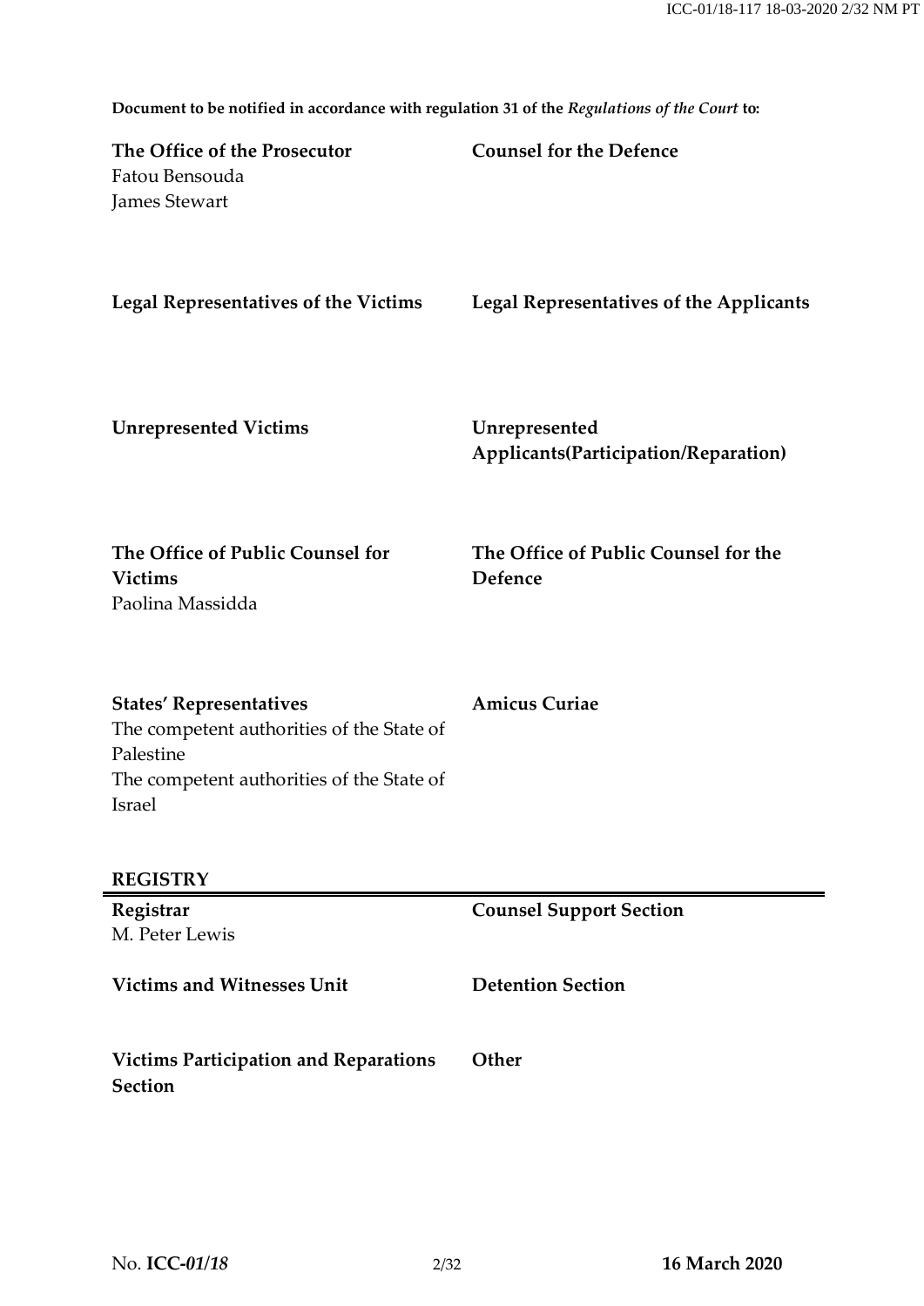**Document to be notified in accordance with regulation 31 of the *Regulations of the Court* to:**

| | |
|---|---|
| **The Office of the Prosecutor**<br>Fatou Bensouda<br>James Stewart | **Counsel for the Defence** |
| **Legal Representatives of the Victims** | **Legal Representatives of the Applicants** |
| **Unrepresented Victims** | **Unrepresented Applicants(Participation/Reparation)** |
| **The Office of Public Counsel for Victims**<br>Paolina Massidda | **The Office of Public Counsel for the Defence** |
| **States' Representatives**<br>The competent authorities of the State of Palestine<br>The competent authorities of the State of Israel | **Amicus Curiae** |

**REGISTRY**

| | |
|---|---|
| **Registrar**<br>M. Peter Lewis | **Counsel Support Section** |
| **Victims and Witnesses Unit** | **Detention Section** |
| **Victims Participation and Reparations Section** | **Other** |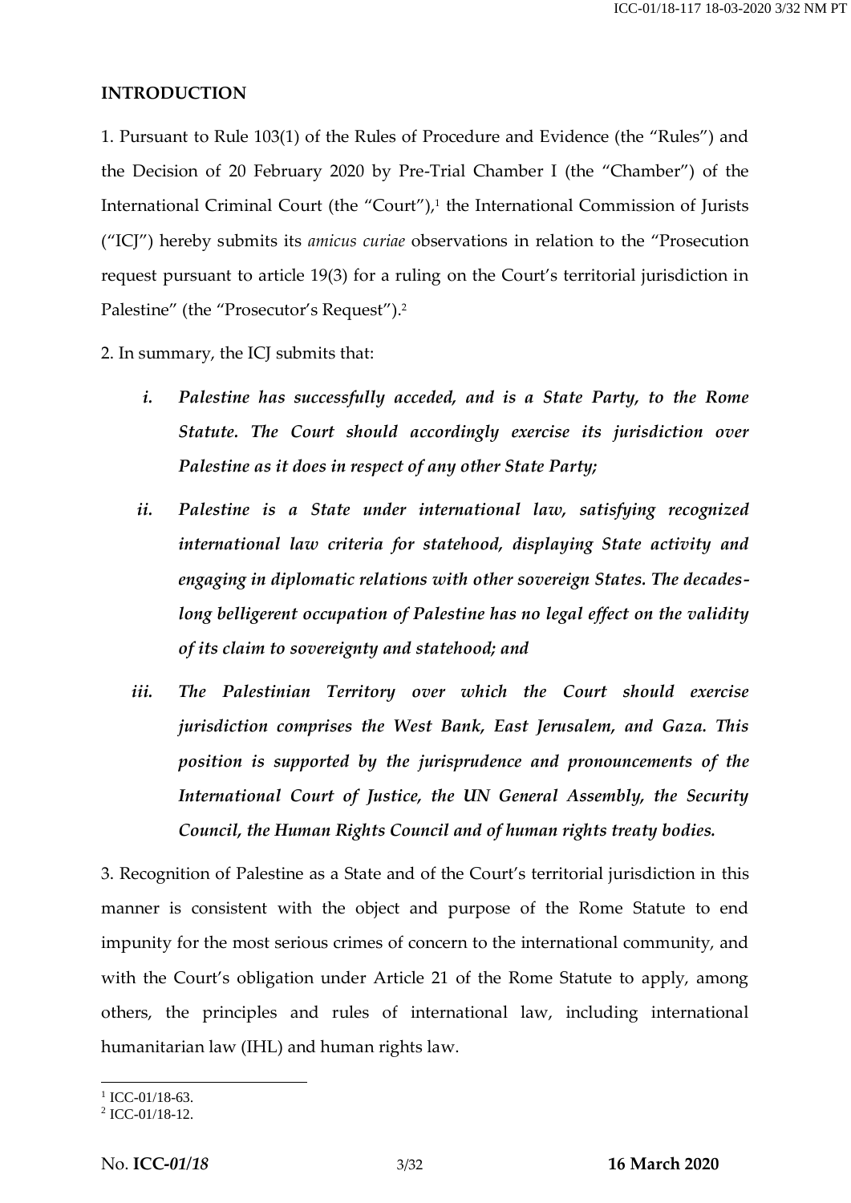## INTRODUCTION

1. Pursuant to Rule 103(1) of the Rules of Procedure and Evidence (the "Rules") and the Decision of 20 February 2020 by Pre-Trial Chamber I (the "Chamber") of the International Criminal Court (the "Court"),[1] the International Commission of Jurists ("ICJ") hereby submits its *amicus curiae* observations in relation to the "Prosecution request pursuant to article 19(3) for a ruling on the Court's territorial jurisdiction in Palestine" (the "Prosecutor's Request").[2]

2. In summary, the ICJ submits that:

   i. ***Palestine has successfully acceded, and is a State Party, to the Rome Statute. The Court should accordingly exercise its jurisdiction over Palestine as it does in respect of any other State Party;***

   ii. ***Palestine is a State under international law, satisfying recognized international law criteria for statehood, displaying State activity and engaging in diplomatic relations with other sovereign States. The decades-long belligerent occupation of Palestine has no legal effect on the validity of its claim to sovereignty and statehood; and***

   iii. ***The Palestinian Territory over which the Court should exercise jurisdiction comprises the West Bank, East Jerusalem, and Gaza. This position is supported by the jurisprudence and pronouncements of the International Court of Justice, the UN General Assembly, the Security Council, the Human Rights Council and of human rights treaty bodies.***

3. Recognition of Palestine as a State and of the Court's territorial jurisdiction in this manner is consistent with the object and purpose of the Rome Statute to end impunity for the most serious crimes of concern to the international community, and with the Court's obligation under Article 21 of the Rome Statute to apply, among others, the principles and rules of international law, including international humanitarian law (IHL) and human rights law.

---

[1] ICC-01/18-63.

[2] ICC-01/18-12.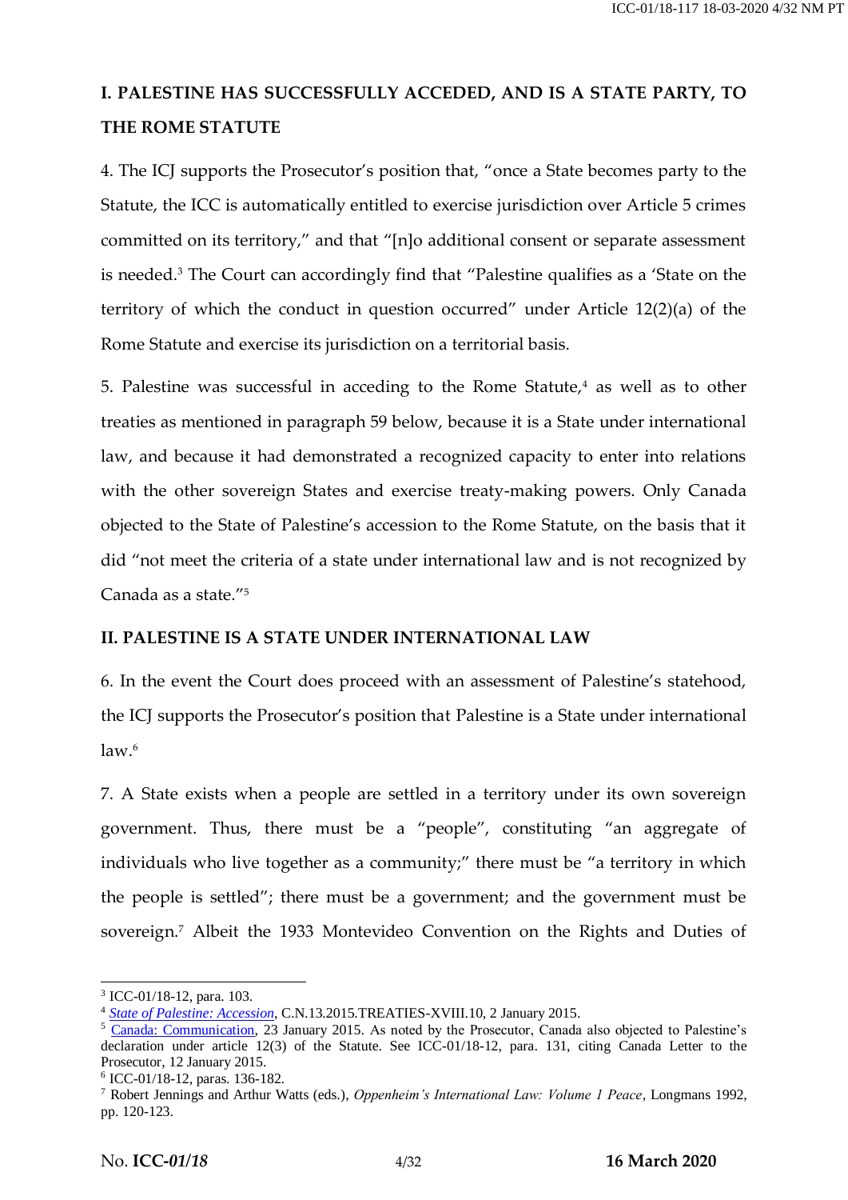## I. PALESTINE HAS SUCCESSFULLY ACCEDED, AND IS A STATE PARTY, TO THE ROME STATUTE

4. The ICJ supports the Prosecutor's position that, "once a State becomes party to the Statute, the ICC is automatically entitled to exercise jurisdiction over Article 5 crimes committed on its territory," and that "[n]o additional consent or separate assessment is needed.[3] The Court can accordingly find that "Palestine qualifies as a 'State on the territory of which the conduct in question occurred" under Article 12(2)(a) of the Rome Statute and exercise its jurisdiction on a territorial basis.

5. Palestine was successful in acceding to the Rome Statute,[4] as well as to other treaties as mentioned in paragraph 59 below, because it is a State under international law, and because it had demonstrated a recognized capacity to enter into relations with the other sovereign States and exercise treaty-making powers. Only Canada objected to the State of Palestine's accession to the Rome Statute, on the basis that it did "not meet the criteria of a state under international law and is not recognized by Canada as a state."[5]

## II. PALESTINE IS A STATE UNDER INTERNATIONAL LAW

6. In the event the Court does proceed with an assessment of Palestine's statehood, the ICJ supports the Prosecutor's position that Palestine is a State under international law.[6]

7. A State exists when a people are settled in a territory under its own sovereign government. Thus, there must be a "people", constituting "an aggregate of individuals who live together as a community;" there must be "a territory in which the people is settled"; there must be a government; and the government must be sovereign.[7] Albeit the 1933 Montevideo Convention on the Rights and Duties of

---

[3] ICC-01/18-12, para. 103.

[4] *State of Palestine: Accession*, C.N.13.2015.TREATIES-XVIII.10, 2 January 2015.

[5] Canada: Communication, 23 January 2015. As noted by the Prosecutor, Canada also objected to Palestine's declaration under article 12(3) of the Statute. See ICC-01/18-12, para. 131, citing Canada Letter to the Prosecutor, 12 January 2015.

[6] ICC-01/18-12, paras. 136-182.

[7] Robert Jennings and Arthur Watts (eds.), *Oppenheim's International Law: Volume 1 Peace*, Longmans 1992, pp. 120-123.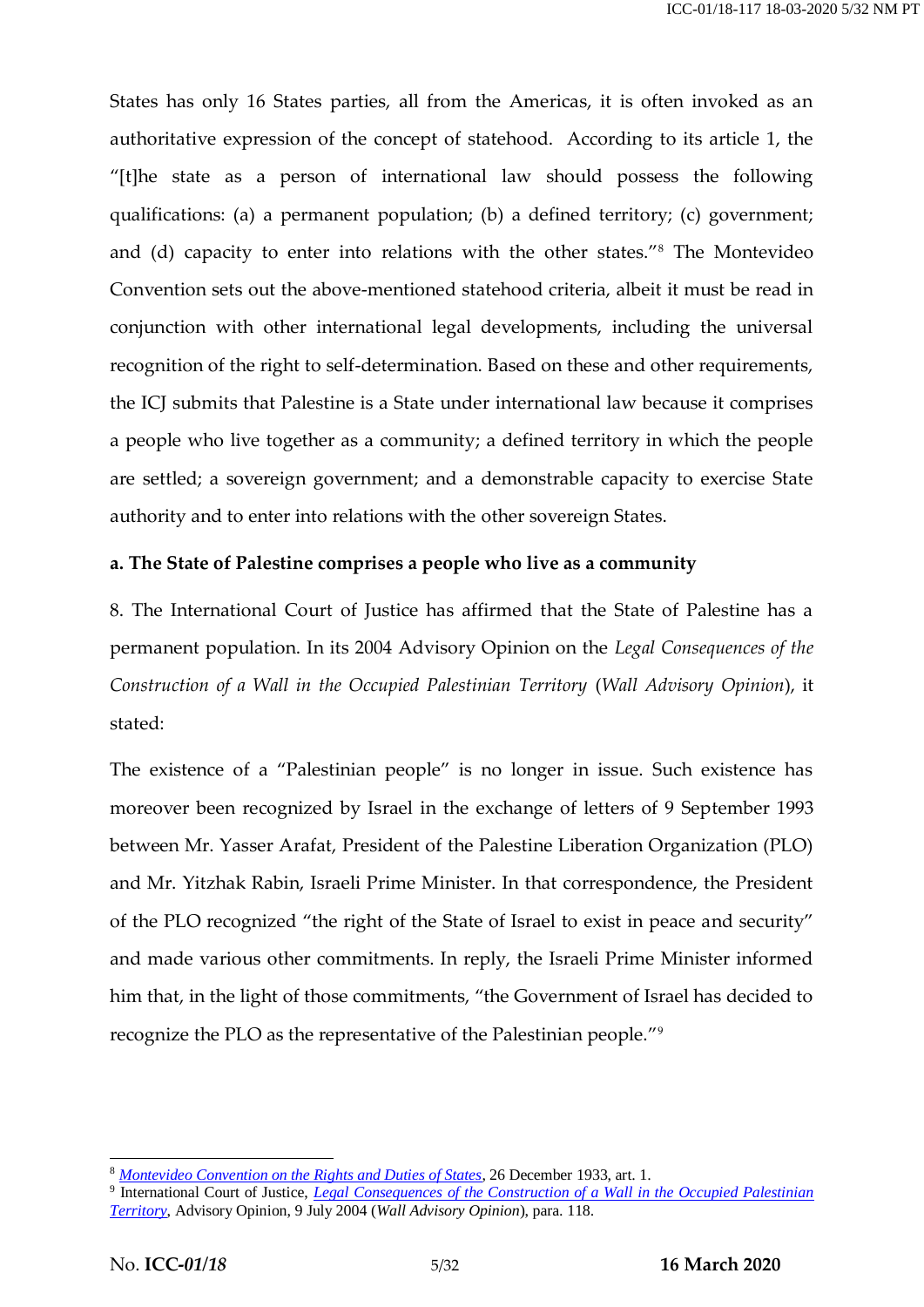States has only 16 States parties, all from the Americas, it is often invoked as an authoritative expression of the concept of statehood. According to its article 1, the "[t]he state as a person of international law should possess the following qualifications: (a) a permanent population; (b) a defined territory; (c) government; and (d) capacity to enter into relations with the other states."[8] The Montevideo Convention sets out the above-mentioned statehood criteria, albeit it must be read in conjunction with other international legal developments, including the universal recognition of the right to self-determination. Based on these and other requirements, the ICJ submits that Palestine is a State under international law because it comprises a people who live together as a community; a defined territory in which the people are settled; a sovereign government; and a demonstrable capacity to exercise State authority and to enter into relations with the other sovereign States.

**a. The State of Palestine comprises a people who live as a community**

8. The International Court of Justice has affirmed that the State of Palestine has a permanent population. In its 2004 Advisory Opinion on the *Legal Consequences of the Construction of a Wall in the Occupied Palestinian Territory* (*Wall Advisory Opinion*), it stated:

The existence of a "Palestinian people" is no longer in issue. Such existence has moreover been recognized by Israel in the exchange of letters of 9 September 1993 between Mr. Yasser Arafat, President of the Palestine Liberation Organization (PLO) and Mr. Yitzhak Rabin, Israeli Prime Minister. In that correspondence, the President of the PLO recognized "the right of the State of Israel to exist in peace and security" and made various other commitments. In reply, the Israeli Prime Minister informed him that, in the light of those commitments, "the Government of Israel has decided to recognize the PLO as the representative of the Palestinian people."[9]

---

[8] *Montevideo Convention on the Rights and Duties of States*, 26 December 1933, art. 1.

[9] International Court of Justice, *Legal Consequences of the Construction of a Wall in the Occupied Palestinian Territory*, Advisory Opinion, 9 July 2004 (*Wall Advisory Opinion*), para. 118.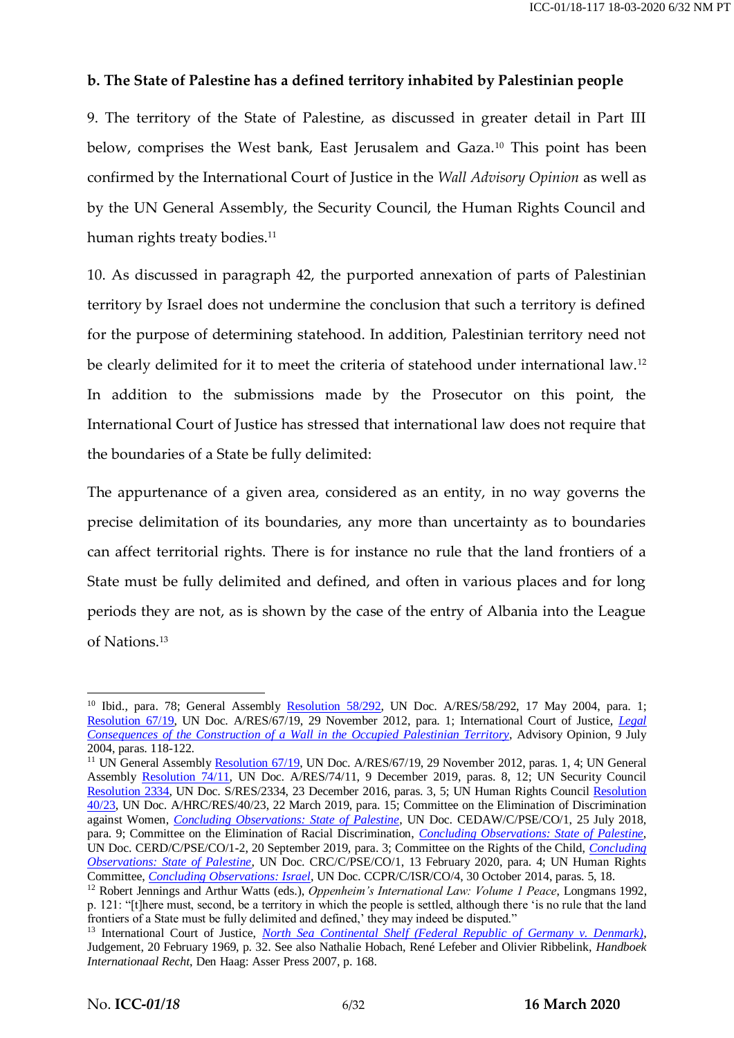**b. The State of Palestine has a defined territory inhabited by Palestinian people**

9. The territory of the State of Palestine, as discussed in greater detail in Part III below, comprises the West bank, East Jerusalem and Gaza.[10] This point has been confirmed by the International Court of Justice in the *Wall Advisory Opinion* as well as by the UN General Assembly, the Security Council, the Human Rights Council and human rights treaty bodies.[11]

10. As discussed in paragraph 42, the purported annexation of parts of Palestinian territory by Israel does not undermine the conclusion that such a territory is defined for the purpose of determining statehood. In addition, Palestinian territory need not be clearly delimited for it to meet the criteria of statehood under international law.[12] In addition to the submissions made by the Prosecutor on this point, the International Court of Justice has stressed that international law does not require that the boundaries of a State be fully delimited:

The appurtenance of a given area, considered as an entity, in no way governs the precise delimitation of its boundaries, any more than uncertainty as to boundaries can affect territorial rights. There is for instance no rule that the land frontiers of a State must be fully delimited and defined, and often in various places and for long periods they are not, as is shown by the case of the entry of Albania into the League of Nations.[13]

---

[10] Ibid., para. 78; General Assembly Resolution 58/292, UN Doc. A/RES/58/292, 17 May 2004, para. 1; Resolution 67/19, UN Doc. A/RES/67/19, 29 November 2012, para. 1; International Court of Justice, *Legal Consequences of the Construction of a Wall in the Occupied Palestinian Territory*, Advisory Opinion, 9 July 2004, paras. 118-122.

[11] UN General Assembly Resolution 67/19, UN Doc. A/RES/67/19, 29 November 2012, paras. 1, 4; UN General Assembly Resolution 74/11, UN Doc. A/RES/74/11, 9 December 2019, paras. 8, 12; UN Security Council Resolution 2334, UN Doc. S/RES/2334, 23 December 2016, paras. 3, 5; UN Human Rights Council Resolution 40/23, UN Doc. A/HRC/RES/40/23, 22 March 2019, para. 15; Committee on the Elimination of Discrimination against Women, *Concluding Observations: State of Palestine*, UN Doc. CEDAW/C/PSE/CO/1, 25 July 2018, para. 9; Committee on the Elimination of Racial Discrimination, *Concluding Observations: State of Palestine*, UN Doc. CERD/C/PSE/CO/1-2, 20 September 2019, para. 3; Committee on the Rights of the Child, *Concluding Observations: State of Palestine*, UN Doc. CRC/C/PSE/CO/1, 13 February 2020, para. 4; UN Human Rights Committee, *Concluding Observations: Israel*, UN Doc. CCPR/C/ISR/CO/4, 30 October 2014, paras. 5, 18.

[12] Robert Jennings and Arthur Watts (eds.), *Oppenheim's International Law: Volume 1 Peace*, Longmans 1992, p. 121: "[t]here must, second, be a territory in which the people is settled, although there 'is no rule that the land frontiers of a State must be fully delimited and defined,' they may indeed be disputed."

[13] International Court of Justice, *North Sea Continental Shelf (Federal Republic of Germany v. Denmark)*, Judgement, 20 February 1969, p. 32. See also Nathalie Hobach, René Lefeber and Olivier Ribbelink, *Handboek Internationaal Recht*, Den Haag: Asser Press 2007, p. 168.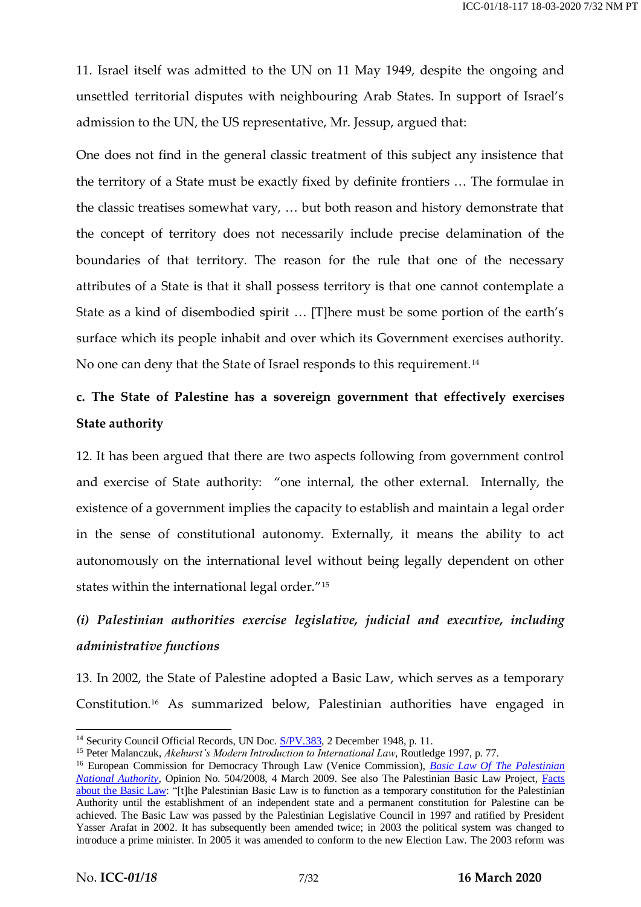11. Israel itself was admitted to the UN on 11 May 1949, despite the ongoing and unsettled territorial disputes with neighbouring Arab States. In support of Israel's admission to the UN, the US representative, Mr. Jessup, argued that:

One does not find in the general classic treatment of this subject any insistence that the territory of a State must be exactly fixed by definite frontiers … The formulae in the classic treatises somewhat vary, … but both reason and history demonstrate that the concept of territory does not necessarily include precise delamination of the boundaries of that territory. The reason for the rule that one of the necessary attributes of a State is that it shall possess territory is that one cannot contemplate a State as a kind of disembodied spirit … [T]here must be some portion of the earth's surface which its people inhabit and over which its Government exercises authority. No one can deny that the State of Israel responds to this requirement.[14]

### c. The State of Palestine has a sovereign government that effectively exercises State authority

12. It has been argued that there are two aspects following from government control and exercise of State authority: "one internal, the other external. Internally, the existence of a government implies the capacity to establish and maintain a legal order in the sense of constitutional autonomy. Externally, it means the ability to act autonomously on the international level without being legally dependent on other states within the international legal order."[15]

#### *(i) Palestinian authorities exercise legislative, judicial and executive, including administrative functions*

13. In 2002, the State of Palestine adopted a Basic Law, which serves as a temporary Constitution.[16] As summarized below, Palestinian authorities have engaged in

---

[14] Security Council Official Records, UN Doc. S/PV.383, 2 December 1948, p. 11.

[15] Peter Malanczuk, *Akehurst's Modern Introduction to International Law*, Routledge 1997, p. 77.

[16] European Commission for Democracy Through Law (Venice Commission), *Basic Law Of The Palestinian National Authority*, Opinion No. 504/2008, 4 March 2009. See also The Palestinian Basic Law Project, Facts about the Basic Law: "[t]he Palestinian Basic Law is to function as a temporary constitution for the Palestinian Authority until the establishment of an independent state and a permanent constitution for Palestine can be achieved. The Basic Law was passed by the Palestinian Legislative Council in 1997 and ratified by President Yasser Arafat in 2002. It has subsequently been amended twice; in 2003 the political system was changed to introduce a prime minister. In 2005 it was amended to conform to the new Election Law. The 2003 reform was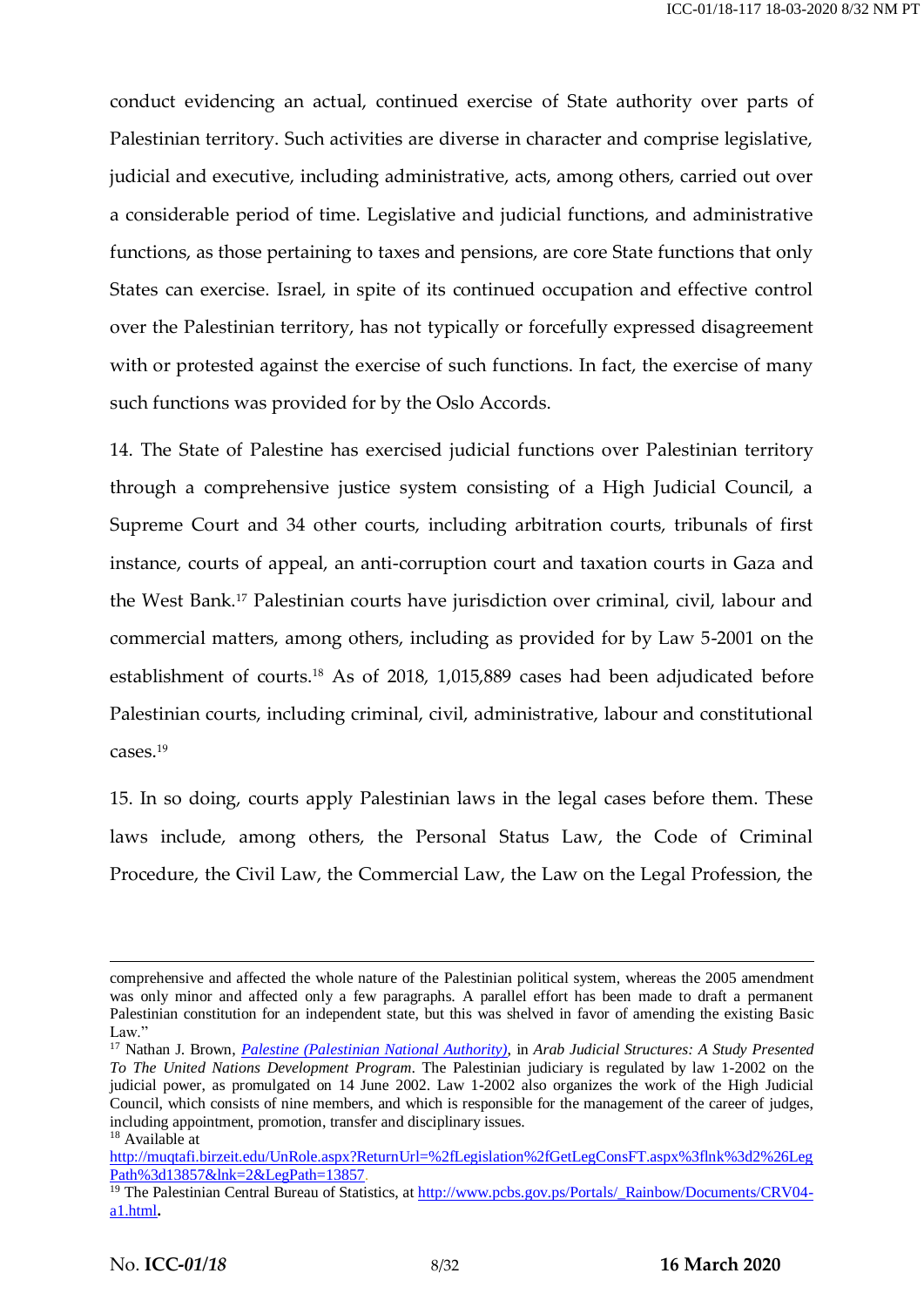conduct evidencing an actual, continued exercise of State authority over parts of Palestinian territory. Such activities are diverse in character and comprise legislative, judicial and executive, including administrative, acts, among others, carried out over a considerable period of time. Legislative and judicial functions, and administrative functions, as those pertaining to taxes and pensions, are core State functions that only States can exercise. Israel, in spite of its continued occupation and effective control over the Palestinian territory, has not typically or forcefully expressed disagreement with or protested against the exercise of such functions. In fact, the exercise of many such functions was provided for by the Oslo Accords.

14. The State of Palestine has exercised judicial functions over Palestinian territory through a comprehensive justice system consisting of a High Judicial Council, a Supreme Court and 34 other courts, including arbitration courts, tribunals of first instance, courts of appeal, an anti-corruption court and taxation courts in Gaza and the West Bank.[17] Palestinian courts have jurisdiction over criminal, civil, labour and commercial matters, among others, including as provided for by Law 5-2001 on the establishment of courts.[18] As of 2018, 1,015,889 cases had been adjudicated before Palestinian courts, including criminal, civil, administrative, labour and constitutional cases.[19]

15. In so doing, courts apply Palestinian laws in the legal cases before them. These laws include, among others, the Personal Status Law, the Code of Criminal Procedure, the Civil Law, the Commercial Law, the Law on the Legal Profession, the

---

comprehensive and affected the whole nature of the Palestinian political system, whereas the 2005 amendment was only minor and affected only a few paragraphs. A parallel effort has been made to draft a permanent Palestinian constitution for an independent state, but this was shelved in favor of amending the existing Basic Law."

[17] Nathan J. Brown, [*Palestine (Palestinian National Authority)*](), in *Arab Judicial Structures: A Study Presented To The United Nations Development Program*. The Palestinian judiciary is regulated by law 1-2002 on the judicial power, as promulgated on 14 June 2002. Law 1-2002 also organizes the work of the High Judicial Council, which consists of nine members, and which is responsible for the management of the career of judges, including appointment, promotion, transfer and disciplinary issues.

[18] Available at http://muqtafi.birzeit.edu/UnRole.aspx?ReturnUrl=%2fLegislation%2fGetLegConsFT.aspx%3flnk%3d2%26LegPath%3d13857&lnk=2&LegPath=13857.

[19] The Palestinian Central Bureau of Statistics, at http://www.pcbs.gov.ps/Portals/_Rainbow/Documents/CRV04-a1.html.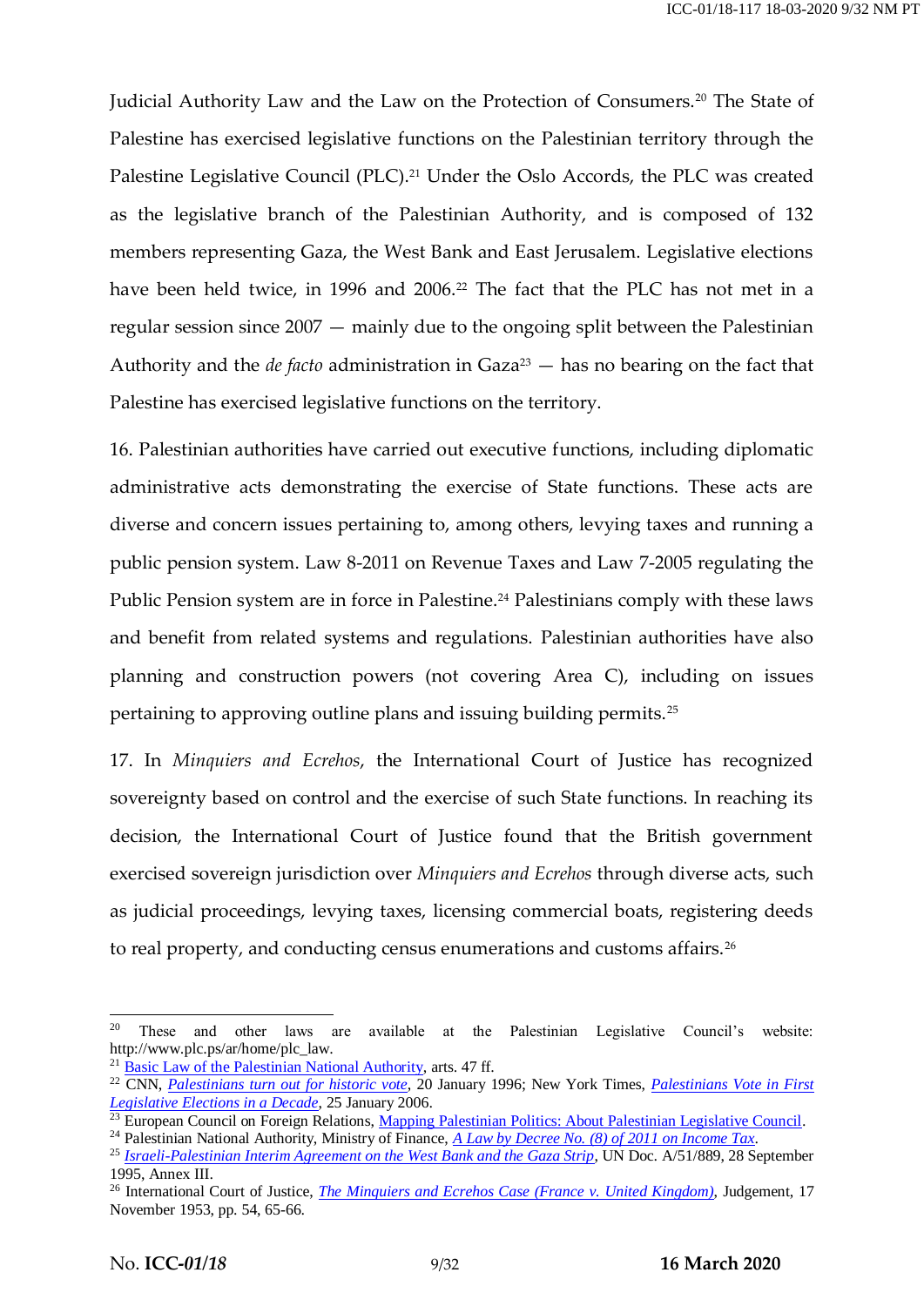Judicial Authority Law and the Law on the Protection of Consumers.[20] The State of Palestine has exercised legislative functions on the Palestinian territory through the Palestine Legislative Council (PLC).[21] Under the Oslo Accords, the PLC was created as the legislative branch of the Palestinian Authority, and is composed of 132 members representing Gaza, the West Bank and East Jerusalem. Legislative elections have been held twice, in 1996 and 2006.[22] The fact that the PLC has not met in a regular session since 2007 — mainly due to the ongoing split between the Palestinian Authority and the *de facto* administration in Gaza[23] — has no bearing on the fact that Palestine has exercised legislative functions on the territory.

16. Palestinian authorities have carried out executive functions, including diplomatic administrative acts demonstrating the exercise of State functions. These acts are diverse and concern issues pertaining to, among others, levying taxes and running a public pension system. Law 8-2011 on Revenue Taxes and Law 7-2005 regulating the Public Pension system are in force in Palestine.[24] Palestinians comply with these laws and benefit from related systems and regulations. Palestinian authorities have also planning and construction powers (not covering Area C), including on issues pertaining to approving outline plans and issuing building permits.[25]

17. In *Minquiers and Ecrehos*, the International Court of Justice has recognized sovereignty based on control and the exercise of such State functions. In reaching its decision, the International Court of Justice found that the British government exercised sovereign jurisdiction over *Minquiers and Ecrehos* through diverse acts, such as judicial proceedings, levying taxes, licensing commercial boats, registering deeds to real property, and conducting census enumerations and customs affairs.[26]

---

[20] These and other laws are available at the Palestinian Legislative Council's website: http://www.plc.ps/ar/home/plc_law.

[21] Basic Law of the Palestinian National Authority, arts. 47 ff.

[22] CNN, *Palestinians turn out for historic vote*, 20 January 1996; New York Times, *Palestinians Vote in First Legislative Elections in a Decade*, 25 January 2006.

[23] European Council on Foreign Relations, Mapping Palestinian Politics: About Palestinian Legislative Council.

[24] Palestinian National Authority, Ministry of Finance, *A Law by Decree No. (8) of 2011 on Income Tax*.

[25] *Israeli-Palestinian Interim Agreement on the West Bank and the Gaza Strip*, UN Doc. A/51/889, 28 September 1995, Annex III.

[26] International Court of Justice, *The Minquiers and Ecrehos Case (France v. United Kingdom)*, Judgement, 17 November 1953, pp. 54, 65-66.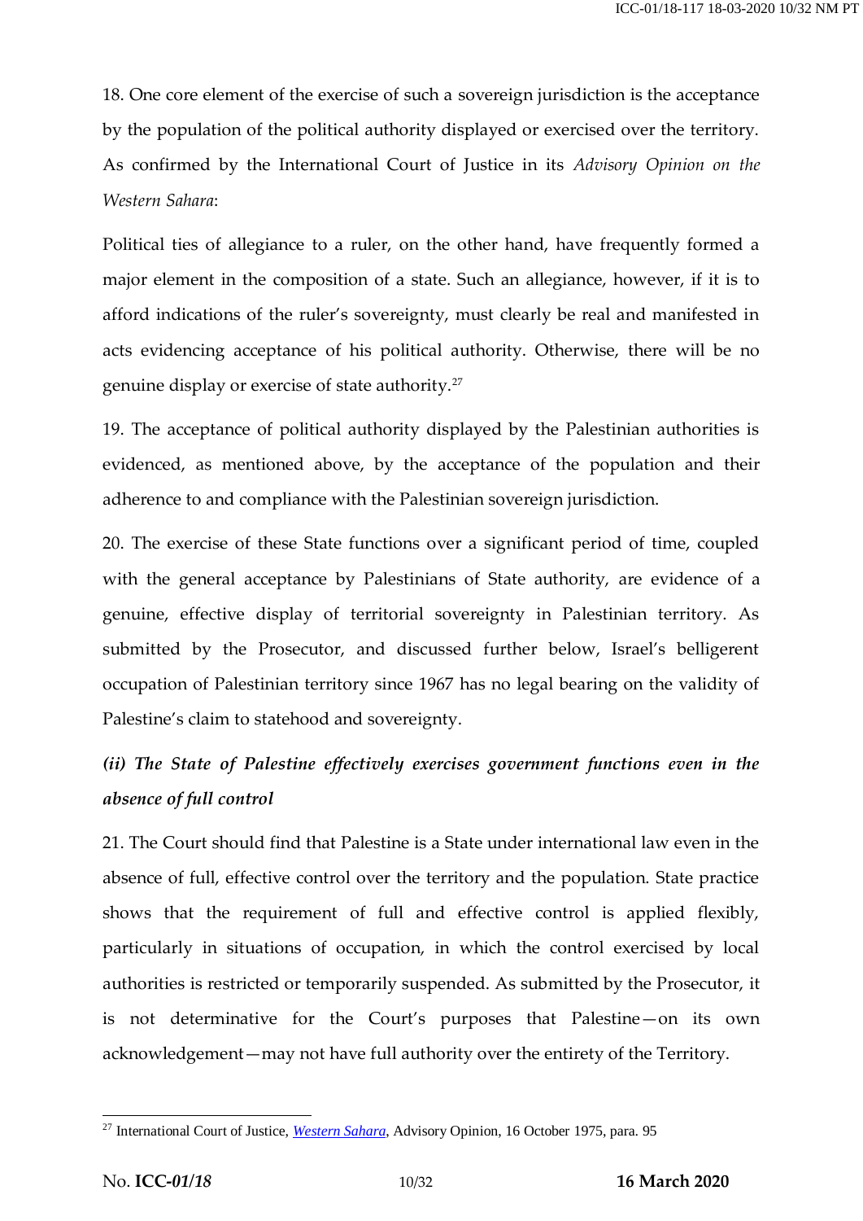18. One core element of the exercise of such a sovereign jurisdiction is the acceptance by the population of the political authority displayed or exercised over the territory. As confirmed by the International Court of Justice in its *Advisory Opinion on the Western Sahara*:

> Political ties of allegiance to a ruler, on the other hand, have frequently formed a major element in the composition of a state. Such an allegiance, however, if it is to afford indications of the ruler's sovereignty, must clearly be real and manifested in acts evidencing acceptance of his political authority. Otherwise, there will be no genuine display or exercise of state authority.[27]

19. The acceptance of political authority displayed by the Palestinian authorities is evidenced, as mentioned above, by the acceptance of the population and their adherence to and compliance with the Palestinian sovereign jurisdiction.

20. The exercise of these State functions over a significant period of time, coupled with the general acceptance by Palestinians of State authority, are evidence of a genuine, effective display of territorial sovereignty in Palestinian territory. As submitted by the Prosecutor, and discussed further below, Israel's belligerent occupation of Palestinian territory since 1967 has no legal bearing on the validity of Palestine's claim to statehood and sovereignty.

***(ii) The State of Palestine effectively exercises government functions even in the absence of full control***

21. The Court should find that Palestine is a State under international law even in the absence of full, effective control over the territory and the population. State practice shows that the requirement of full and effective control is applied flexibly, particularly in situations of occupation, in which the control exercised by local authorities is restricted or temporarily suspended. As submitted by the Prosecutor, it is not determinative for the Court's purposes that Palestine—on its own acknowledgement—may not have full authority over the entirety of the Territory.

---

[27] International Court of Justice, *Western Sahara*, Advisory Opinion, 16 October 1975, para. 95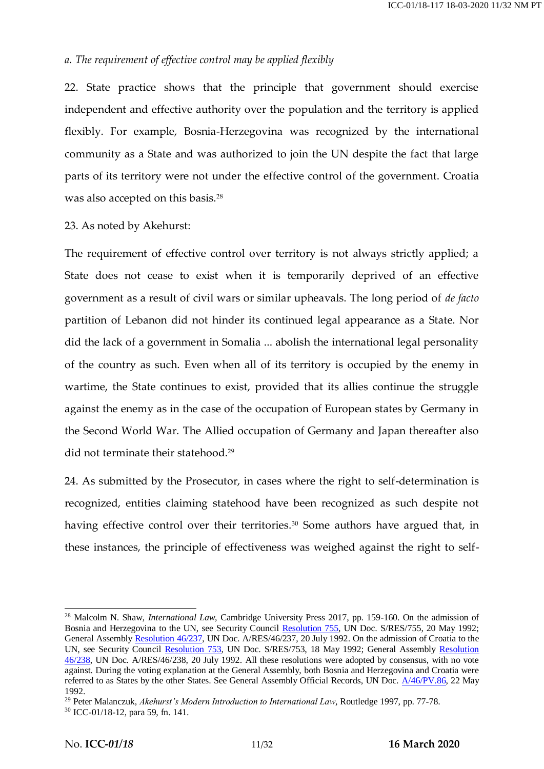*a. The requirement of effective control may be applied flexibly*

22. State practice shows that the principle that government should exercise independent and effective authority over the population and the territory is applied flexibly. For example, Bosnia-Herzegovina was recognized by the international community as a State and was authorized to join the UN despite the fact that large parts of its territory were not under the effective control of the government. Croatia was also accepted on this basis.[28]

23. As noted by Akehurst:

The requirement of effective control over territory is not always strictly applied; a State does not cease to exist when it is temporarily deprived of an effective government as a result of civil wars or similar upheavals. The long period of *de facto* partition of Lebanon did not hinder its continued legal appearance as a State. Nor did the lack of a government in Somalia ... abolish the international legal personality of the country as such. Even when all of its territory is occupied by the enemy in wartime, the State continues to exist, provided that its allies continue the struggle against the enemy as in the case of the occupation of European states by Germany in the Second World War. The Allied occupation of Germany and Japan thereafter also did not terminate their statehood.[29]

24. As submitted by the Prosecutor, in cases where the right to self-determination is recognized, entities claiming statehood have been recognized as such despite not having effective control over their territories.[30] Some authors have argued that, in these instances, the principle of effectiveness was weighed against the right to self-

---

[28] Malcolm N. Shaw, *International Law*, Cambridge University Press 2017, pp. 159-160. On the admission of Bosnia and Herzegovina to the UN, see Security Council Resolution 755, UN Doc. S/RES/755, 20 May 1992; General Assembly Resolution 46/237, UN Doc. A/RES/46/237, 20 July 1992. On the admission of Croatia to the UN, see Security Council Resolution 753, UN Doc. S/RES/753, 18 May 1992; General Assembly Resolution 46/238, UN Doc. A/RES/46/238, 20 July 1992. All these resolutions were adopted by consensus, with no vote against. During the voting explanation at the General Assembly, both Bosnia and Herzegovina and Croatia were referred to as States by the other States. See General Assembly Official Records, UN Doc. A/46/PV.86, 22 May 1992.

[29] Peter Malanczuk, *Akehurst's Modern Introduction to International Law*, Routledge 1997, pp. 77-78.

[30] ICC-01/18-12, para 59, fn. 141.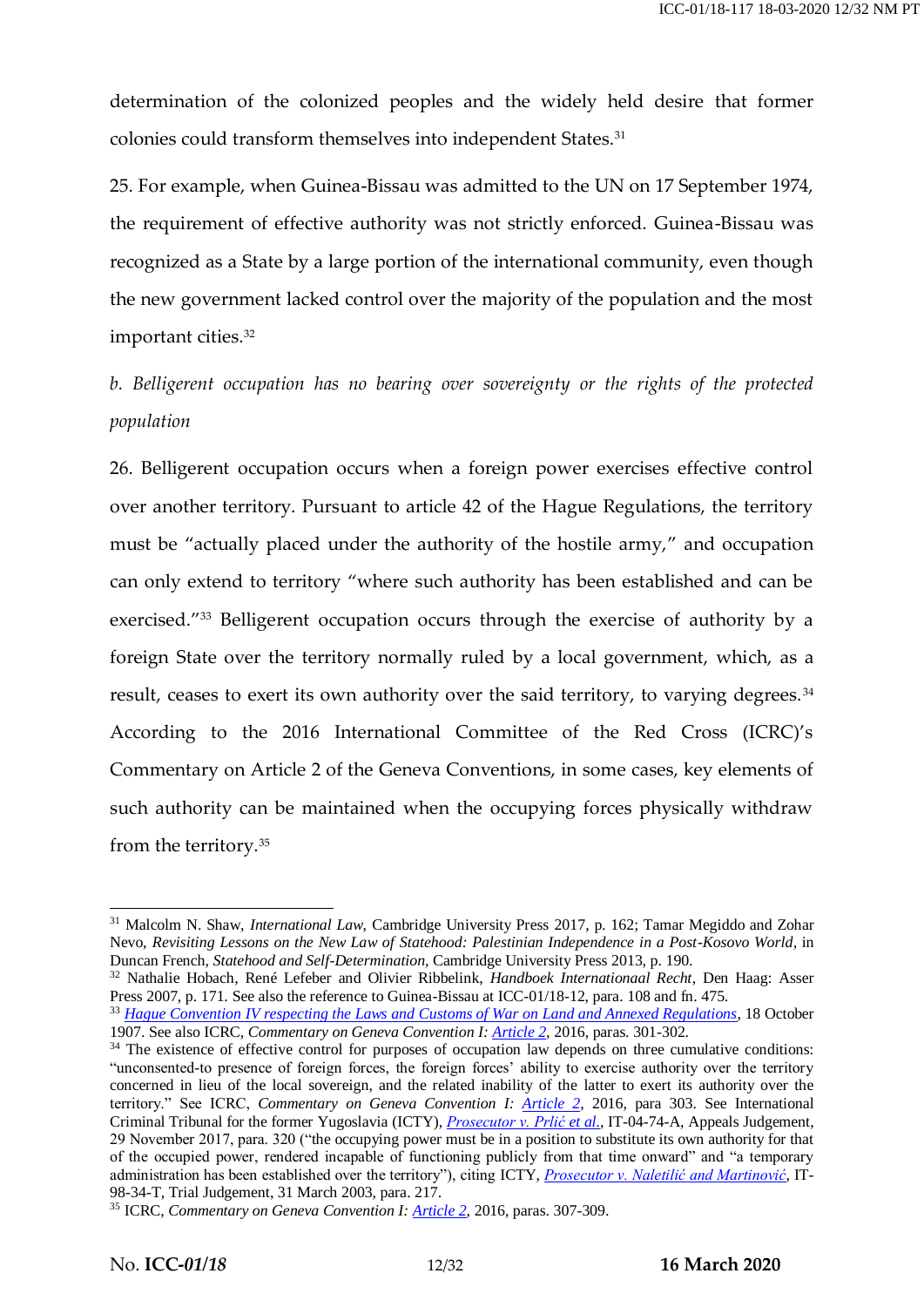determination of the colonized peoples and the widely held desire that former colonies could transform themselves into independent States.[31]

25. For example, when Guinea-Bissau was admitted to the UN on 17 September 1974, the requirement of effective authority was not strictly enforced. Guinea-Bissau was recognized as a State by a large portion of the international community, even though the new government lacked control over the majority of the population and the most important cities.[32]

*b. Belligerent occupation has no bearing over sovereignty or the rights of the protected population*

26. Belligerent occupation occurs when a foreign power exercises effective control over another territory. Pursuant to article 42 of the Hague Regulations, the territory must be "actually placed under the authority of the hostile army," and occupation can only extend to territory "where such authority has been established and can be exercised."[33] Belligerent occupation occurs through the exercise of authority by a foreign State over the territory normally ruled by a local government, which, as a result, ceases to exert its own authority over the said territory, to varying degrees.[34] According to the 2016 International Committee of the Red Cross (ICRC)'s Commentary on Article 2 of the Geneva Conventions, in some cases, key elements of such authority can be maintained when the occupying forces physically withdraw from the territory.[35]

---

[31] Malcolm N. Shaw, *International Law*, Cambridge University Press 2017, p. 162; Tamar Megiddo and Zohar Nevo, *Revisiting Lessons on the New Law of Statehood: Palestinian Independence in a Post-Kosovo World*, in Duncan French, *Statehood and Self-Determination*, Cambridge University Press 2013, p. 190.

[32] Nathalie Hobach, René Lefeber and Olivier Ribbelink, *Handboek Internationaal Recht*, Den Haag: Asser Press 2007, p. 171. See also the reference to Guinea-Bissau at ICC-01/18-12, para. 108 and fn. 475.

[33] *Hague Convention IV respecting the Laws and Customs of War on Land and Annexed Regulations*, 18 October 1907. See also ICRC, *Commentary on Geneva Convention I: Article 2*, 2016, paras. 301-302.

[34] The existence of effective control for purposes of occupation law depends on three cumulative conditions: "unconsented-to presence of foreign forces, the foreign forces' ability to exercise authority over the territory concerned in lieu of the local sovereign, and the related inability of the latter to exert its authority over the territory." See ICRC, *Commentary on Geneva Convention I: Article 2*, 2016, para 303. See International Criminal Tribunal for the former Yugoslavia (ICTY), *Prosecutor v. Prlić et al.*, IT-04-74-A, Appeals Judgement, 29 November 2017, para. 320 ("the occupying power must be in a position to substitute its own authority for that of the occupied power, rendered incapable of functioning publicly from that time onward" and "a temporary administration has been established over the territory"), citing ICTY, *Prosecutor v. Naletilić and Martinović*, IT-98-34-T, Trial Judgement, 31 March 2003, para. 217.

[35] ICRC, *Commentary on Geneva Convention I: Article 2*, 2016, paras. 307-309.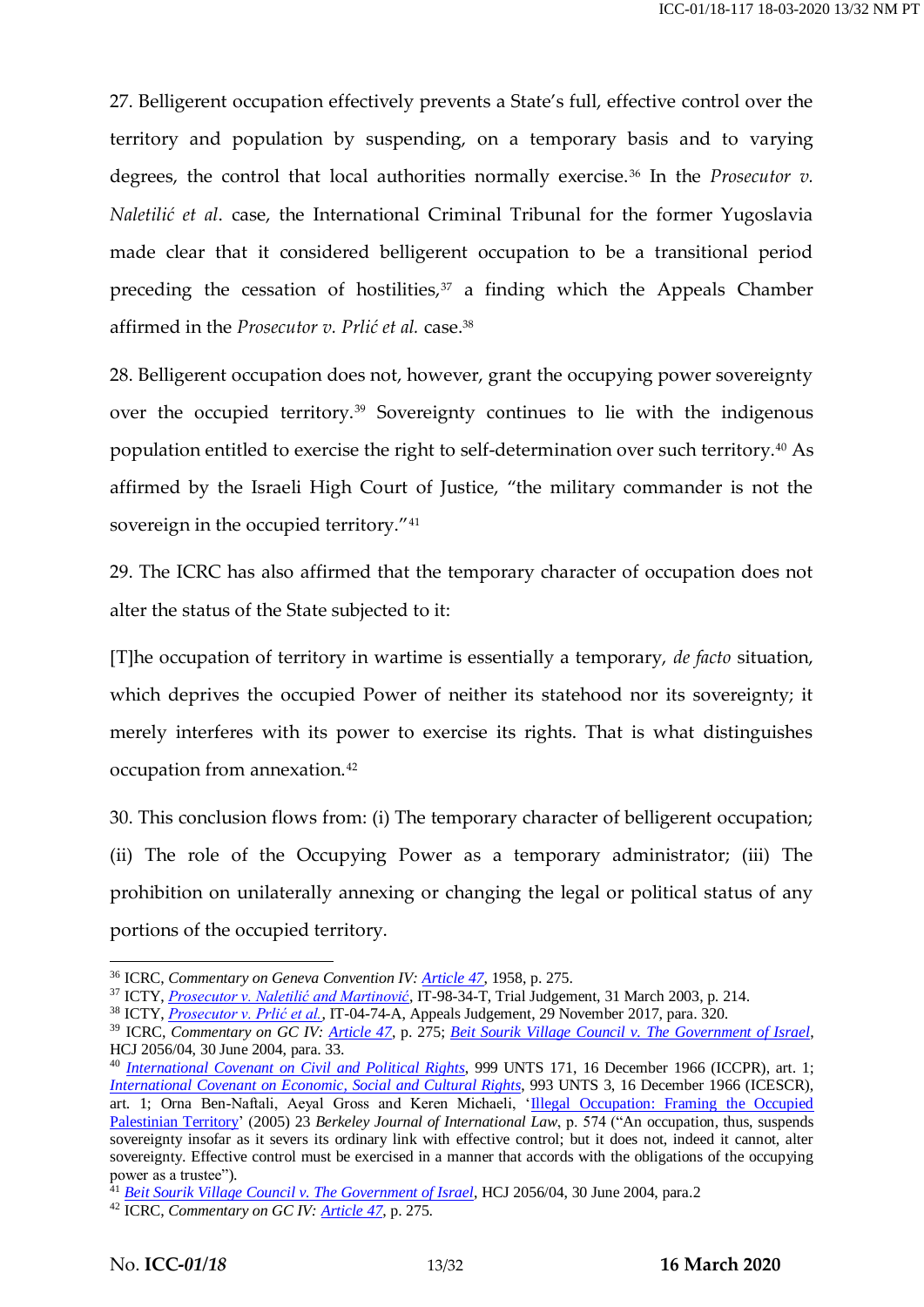27. Belligerent occupation effectively prevents a State's full, effective control over the territory and population by suspending, on a temporary basis and to varying degrees, the control that local authorities normally exercise.[36] In the *Prosecutor v. Naletilić et al*. case, the International Criminal Tribunal for the former Yugoslavia made clear that it considered belligerent occupation to be a transitional period preceding the cessation of hostilities,[37] a finding which the Appeals Chamber affirmed in the *Prosecutor v. Prlić et al.* case.[38]

28. Belligerent occupation does not, however, grant the occupying power sovereignty over the occupied territory.[39] Sovereignty continues to lie with the indigenous population entitled to exercise the right to self-determination over such territory.[40] As affirmed by the Israeli High Court of Justice, "the military commander is not the sovereign in the occupied territory."[41]

29. The ICRC has also affirmed that the temporary character of occupation does not alter the status of the State subjected to it:

[T]he occupation of territory in wartime is essentially a temporary, *de facto* situation, which deprives the occupied Power of neither its statehood nor its sovereignty; it merely interferes with its power to exercise its rights. That is what distinguishes occupation from annexation.[42]

30. This conclusion flows from: (i) The temporary character of belligerent occupation; (ii) The role of the Occupying Power as a temporary administrator; (iii) The prohibition on unilaterally annexing or changing the legal or political status of any portions of the occupied territory.

---

[36] ICRC, *Commentary on Geneva Convention IV: Article 47*, 1958, p. 275.

[37] ICTY, *Prosecutor v. Naletilić and Martinović*, IT-98-34-T, Trial Judgement, 31 March 2003, p. 214.

[38] ICTY, *Prosecutor v. Prlić et al.*, IT-04-74-A, Appeals Judgement, 29 November 2017, para. 320.

[39] ICRC, *Commentary on GC IV: Article 47*, p. 275; *Beit Sourik Village Council v. The Government of Israel*, HCJ 2056/04, 30 June 2004, para. 33.

[40] *International Covenant on Civil and Political Rights*, 999 UNTS 171, 16 December 1966 (ICCPR), art. 1; *International Covenant on Economic, Social and Cultural Rights*, 993 UNTS 3, 16 December 1966 (ICESCR), art. 1; Orna Ben-Naftali, Aeyal Gross and Keren Michaeli, 'Illegal Occupation: Framing the Occupied Palestinian Territory' (2005) 23 *Berkeley Journal of International Law*, p. 574 ("An occupation, thus, suspends sovereignty insofar as it severs its ordinary link with effective control; but it does not, indeed it cannot, alter sovereignty. Effective control must be exercised in a manner that accords with the obligations of the occupying power as a trustee").

[41] *Beit Sourik Village Council v. The Government of Israel*, HCJ 2056/04, 30 June 2004, para.2

[42] ICRC, *Commentary on GC IV: Article 47*, p. 275.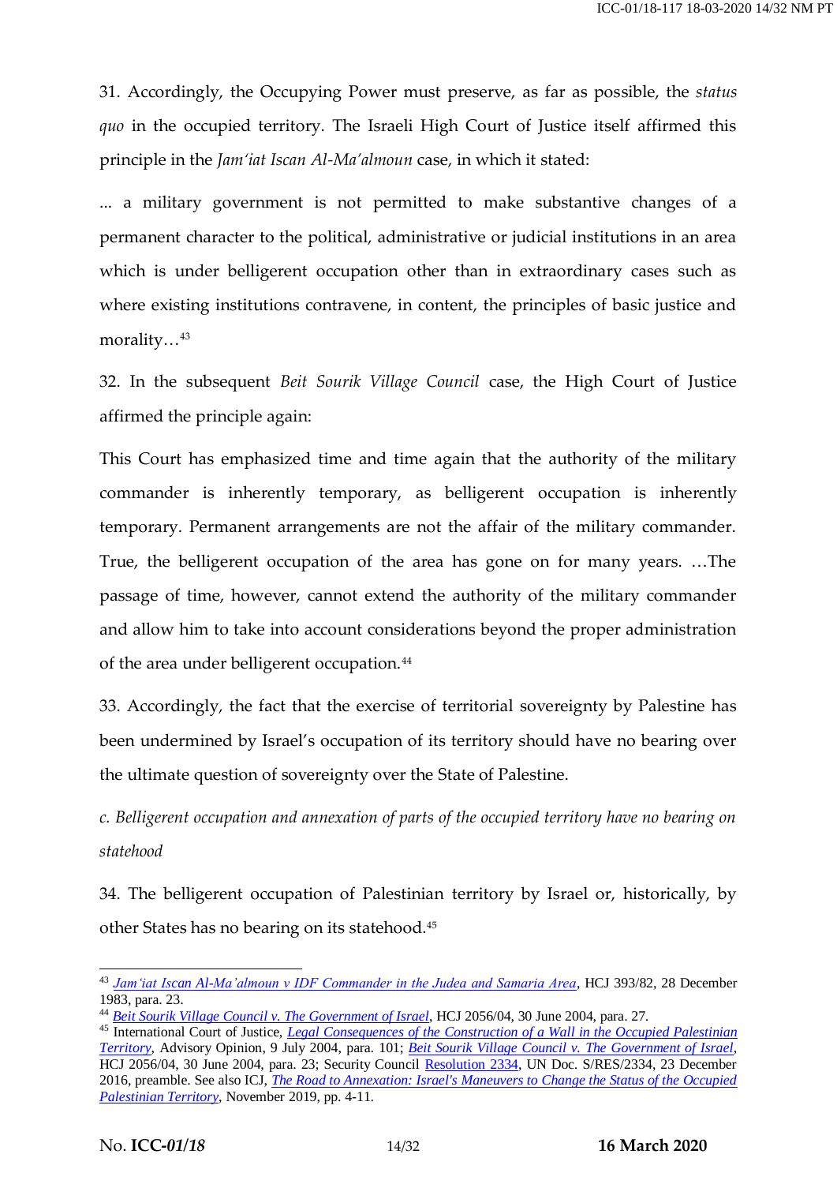31. Accordingly, the Occupying Power must preserve, as far as possible, the *status quo* in the occupied territory. The Israeli High Court of Justice itself affirmed this principle in the *Jam'iat Iscan Al-Ma'almoun* case, in which it stated:

> ... a military government is not permitted to make substantive changes of a permanent character to the political, administrative or judicial institutions in an area which is under belligerent occupation other than in extraordinary cases such as where existing institutions contravene, in content, the principles of basic justice and morality…[43]

32. In the subsequent *Beit Sourik Village Council* case, the High Court of Justice affirmed the principle again:

> This Court has emphasized time and time again that the authority of the military commander is inherently temporary, as belligerent occupation is inherently temporary. Permanent arrangements are not the affair of the military commander. True, the belligerent occupation of the area has gone on for many years. …The passage of time, however, cannot extend the authority of the military commander and allow him to take into account considerations beyond the proper administration of the area under belligerent occupation.[44]

33. Accordingly, the fact that the exercise of territorial sovereignty by Palestine has been undermined by Israel's occupation of its territory should have no bearing over the ultimate question of sovereignty over the State of Palestine.

*c. Belligerent occupation and annexation of parts of the occupied territory have no bearing on statehood*

34. The belligerent occupation of Palestinian territory by Israel or, historically, by other States has no bearing on its statehood.[45]

---

[43] *Jam'iat Iscan Al-Ma'almoun v IDF Commander in the Judea and Samaria Area*, HCJ 393/82, 28 December 1983, para. 23.

[44] *Beit Sourik Village Council v. The Government of Israel*, HCJ 2056/04, 30 June 2004, para. 27.

[45] International Court of Justice, *Legal Consequences of the Construction of a Wall in the Occupied Palestinian Territory*, Advisory Opinion, 9 July 2004, para. 101; *Beit Sourik Village Council v. The Government of Israel*, HCJ 2056/04, 30 June 2004, para. 23; Security Council Resolution 2334, UN Doc. S/RES/2334, 23 December 2016, preamble. See also ICJ, *The Road to Annexation: Israel's Maneuvers to Change the Status of the Occupied Palestinian Territory*, November 2019, pp. 4-11.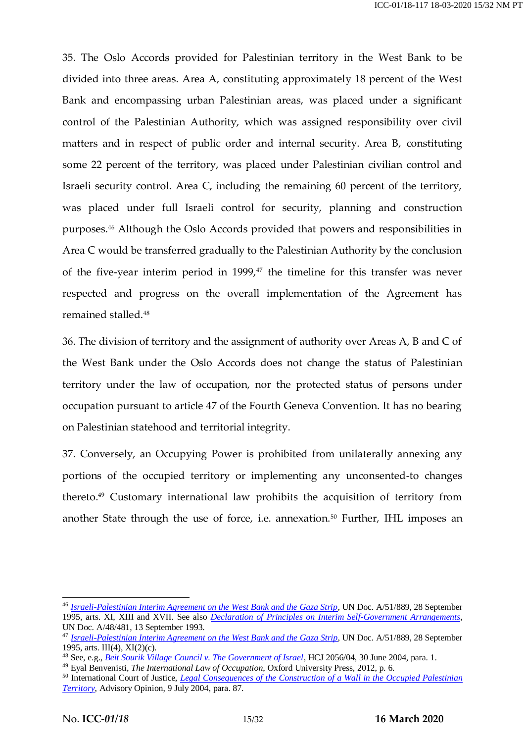35. The Oslo Accords provided for Palestinian territory in the West Bank to be divided into three areas. Area A, constituting approximately 18 percent of the West Bank and encompassing urban Palestinian areas, was placed under a significant control of the Palestinian Authority, which was assigned responsibility over civil matters and in respect of public order and internal security. Area B, constituting some 22 percent of the territory, was placed under Palestinian civilian control and Israeli security control. Area C, including the remaining 60 percent of the territory, was placed under full Israeli control for security, planning and construction purposes.[46] Although the Oslo Accords provided that powers and responsibilities in Area C would be transferred gradually to the Palestinian Authority by the conclusion of the five-year interim period in 1999,[47] the timeline for this transfer was never respected and progress on the overall implementation of the Agreement has remained stalled.[48]

36. The division of territory and the assignment of authority over Areas A, B and C of the West Bank under the Oslo Accords does not change the status of Palestinian territory under the law of occupation, nor the protected status of persons under occupation pursuant to article 47 of the Fourth Geneva Convention. It has no bearing on Palestinian statehood and territorial integrity.

37. Conversely, an Occupying Power is prohibited from unilaterally annexing any portions of the occupied territory or implementing any unconsented-to changes thereto.[49] Customary international law prohibits the acquisition of territory from another State through the use of force, i.e. annexation.[50] Further, IHL imposes an

---

[46] *Israeli-Palestinian Interim Agreement on the West Bank and the Gaza Strip*, UN Doc. A/51/889, 28 September 1995, arts. XI, XIII and XVII. See also *Declaration of Principles on Interim Self-Government Arrangements*, UN Doc. A/48/481, 13 September 1993.

[47] *Israeli-Palestinian Interim Agreement on the West Bank and the Gaza Strip*, UN Doc. A/51/889, 28 September 1995, arts. III(4), XI(2)(c).

[48] See, e.g., *Beit Sourik Village Council v. The Government of Israel*, HCJ 2056/04, 30 June 2004, para. 1.

[49] Eyal Benvenisti, *The International Law of Occupation*, Oxford University Press, 2012, p. 6.

[50] International Court of Justice, *Legal Consequences of the Construction of a Wall in the Occupied Palestinian Territory*, Advisory Opinion, 9 July 2004, para. 87.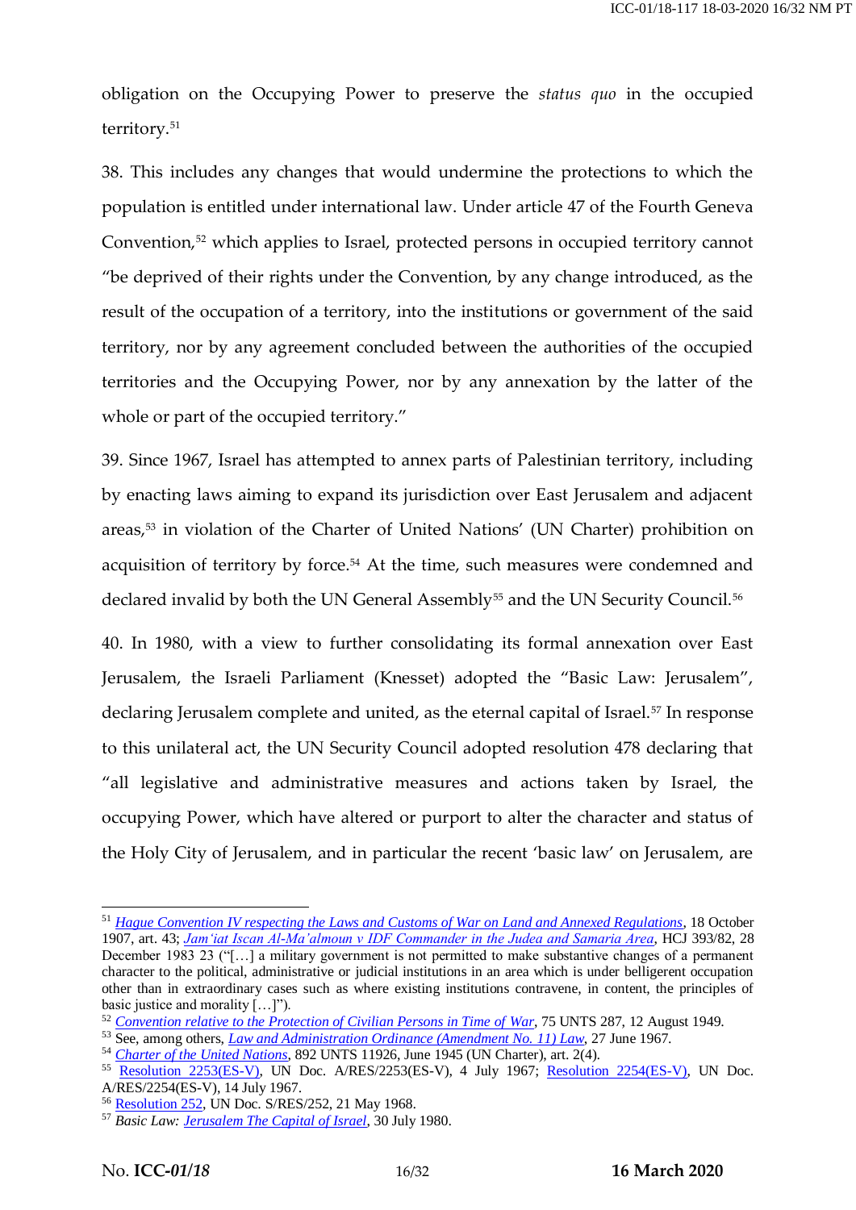obligation on the Occupying Power to preserve the *status quo* in the occupied territory.[51]

38. This includes any changes that would undermine the protections to which the population is entitled under international law. Under article 47 of the Fourth Geneva Convention,[52] which applies to Israel, protected persons in occupied territory cannot "be deprived of their rights under the Convention, by any change introduced, as the result of the occupation of a territory, into the institutions or government of the said territory, nor by any agreement concluded between the authorities of the occupied territories and the Occupying Power, nor by any annexation by the latter of the whole or part of the occupied territory."

39. Since 1967, Israel has attempted to annex parts of Palestinian territory, including by enacting laws aiming to expand its jurisdiction over East Jerusalem and adjacent areas,[53] in violation of the Charter of United Nations' (UN Charter) prohibition on acquisition of territory by force.[54] At the time, such measures were condemned and declared invalid by both the UN General Assembly[55] and the UN Security Council.[56]

40. In 1980, with a view to further consolidating its formal annexation over East Jerusalem, the Israeli Parliament (Knesset) adopted the "Basic Law: Jerusalem", declaring Jerusalem complete and united, as the eternal capital of Israel.[57] In response to this unilateral act, the UN Security Council adopted resolution 478 declaring that "all legislative and administrative measures and actions taken by Israel, the occupying Power, which have altered or purport to alter the character and status of the Holy City of Jerusalem, and in particular the recent 'basic law' on Jerusalem, are

---

[51] *Hague Convention IV respecting the Laws and Customs of War on Land and Annexed Regulations*, 18 October 1907, art. 43; *Jam'iat Iscan Al-Ma'almoun v IDF Commander in the Judea and Samaria Area*, HCJ 393/82, 28 December 1983 23 ("[…] a military government is not permitted to make substantive changes of a permanent character to the political, administrative or judicial institutions in an area which is under belligerent occupation other than in extraordinary cases such as where existing institutions contravene, in content, the principles of basic justice and morality […]").

[52] *Convention relative to the Protection of Civilian Persons in Time of War*, 75 UNTS 287, 12 August 1949.

[53] See, among others, *Law and Administration Ordinance (Amendment No. 11) Law*, 27 June 1967.

[54] *Charter of the United Nations*, 892 UNTS 11926, June 1945 (UN Charter), art. 2(4).

[55] Resolution 2253(ES-V), UN Doc. A/RES/2253(ES-V), 4 July 1967; Resolution 2254(ES-V), UN Doc. A/RES/2254(ES-V), 14 July 1967.

[56] Resolution 252, UN Doc. S/RES/252, 21 May 1968.

[57] *Basic Law: Jerusalem The Capital of Israel*, 30 July 1980.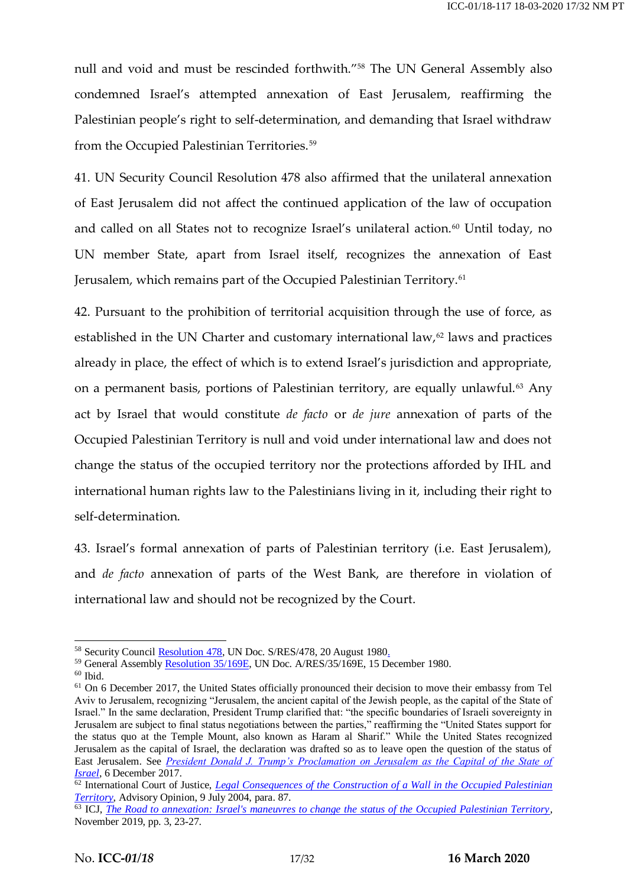null and void and must be rescinded forthwith."[58] The UN General Assembly also condemned Israel's attempted annexation of East Jerusalem, reaffirming the Palestinian people's right to self-determination, and demanding that Israel withdraw from the Occupied Palestinian Territories.[59]

41. UN Security Council Resolution 478 also affirmed that the unilateral annexation of East Jerusalem did not affect the continued application of the law of occupation and called on all States not to recognize Israel's unilateral action.[60] Until today, no UN member State, apart from Israel itself, recognizes the annexation of East Jerusalem, which remains part of the Occupied Palestinian Territory.[61]

42. Pursuant to the prohibition of territorial acquisition through the use of force, as established in the UN Charter and customary international law,[62] laws and practices already in place, the effect of which is to extend Israel's jurisdiction and appropriate, on a permanent basis, portions of Palestinian territory, are equally unlawful.[63] Any act by Israel that would constitute *de facto* or *de jure* annexation of parts of the Occupied Palestinian Territory is null and void under international law and does not change the status of the occupied territory nor the protections afforded by IHL and international human rights law to the Palestinians living in it, including their right to self-determination.

43. Israel's formal annexation of parts of Palestinian territory (i.e. East Jerusalem), and *de facto* annexation of parts of the West Bank, are therefore in violation of international law and should not be recognized by the Court.

---

[58] Security Council Resolution 478, UN Doc. S/RES/478, 20 August 1980.

[59] General Assembly Resolution 35/169E, UN Doc. A/RES/35/169E, 15 December 1980.

[60] Ibid.

[61] On 6 December 2017, the United States officially pronounced their decision to move their embassy from Tel Aviv to Jerusalem, recognizing "Jerusalem, the ancient capital of the Jewish people, as the capital of the State of Israel." In the same declaration, President Trump clarified that: "the specific boundaries of Israeli sovereignty in Jerusalem are subject to final status negotiations between the parties," reaffirming the "United States support for the status quo at the Temple Mount, also known as Haram al Sharif." While the United States recognized Jerusalem as the capital of Israel, the declaration was drafted so as to leave open the question of the status of East Jerusalem. See *President Donald J. Trump's Proclamation on Jerusalem as the Capital of the State of Israel*, 6 December 2017.

[62] International Court of Justice, *Legal Consequences of the Construction of a Wall in the Occupied Palestinian Territory*, Advisory Opinion, 9 July 2004, para. 87.

[63] ICJ, *The Road to annexation: Israel's maneuvres to change the status of the Occupied Palestinian Territory*, November 2019, pp. 3, 23-27.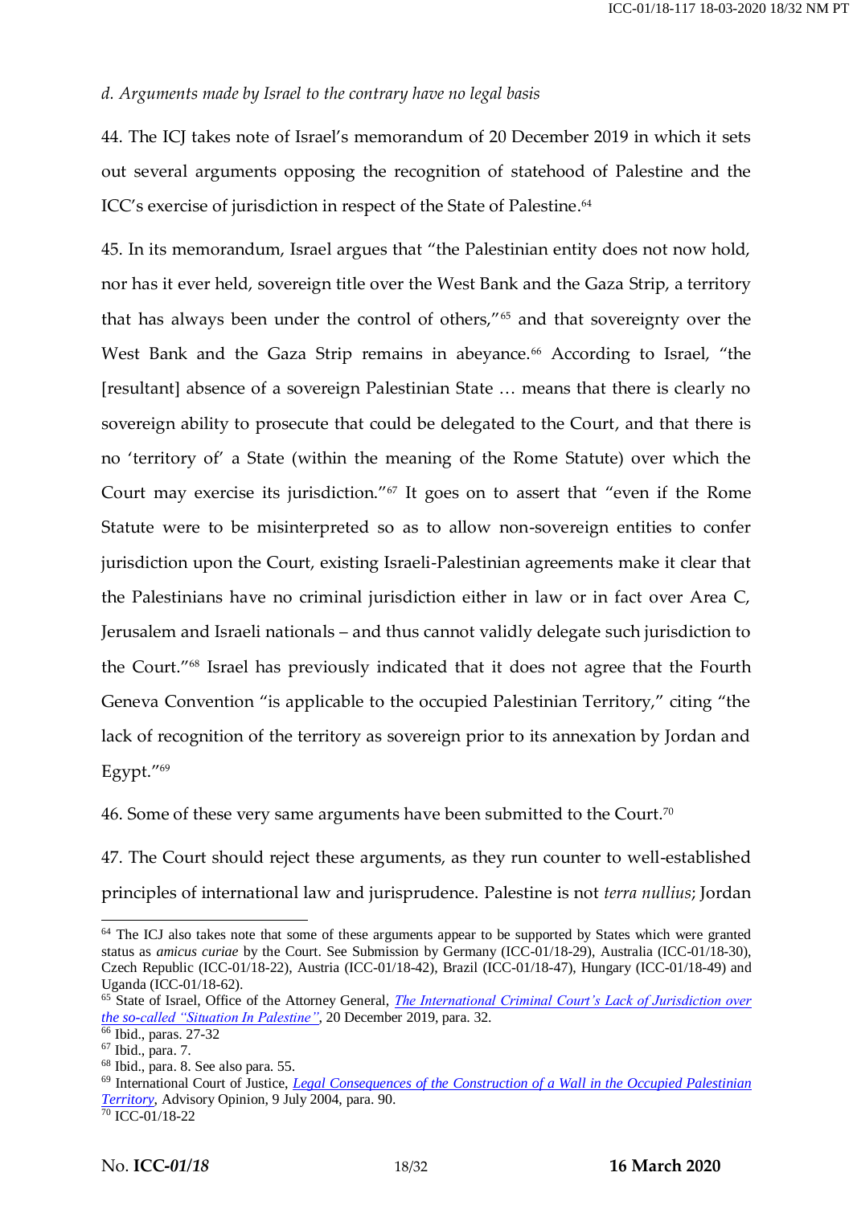*d. Arguments made by Israel to the contrary have no legal basis*

44. The ICJ takes note of Israel's memorandum of 20 December 2019 in which it sets out several arguments opposing the recognition of statehood of Palestine and the ICC's exercise of jurisdiction in respect of the State of Palestine.[64]

45. In its memorandum, Israel argues that "the Palestinian entity does not now hold, nor has it ever held, sovereign title over the West Bank and the Gaza Strip, a territory that has always been under the control of others,"[65] and that sovereignty over the West Bank and the Gaza Strip remains in abeyance.[66] According to Israel, "the [resultant] absence of a sovereign Palestinian State … means that there is clearly no sovereign ability to prosecute that could be delegated to the Court, and that there is no 'territory of' a State (within the meaning of the Rome Statute) over which the Court may exercise its jurisdiction."[67] It goes on to assert that "even if the Rome Statute were to be misinterpreted so as to allow non-sovereign entities to confer jurisdiction upon the Court, existing Israeli-Palestinian agreements make it clear that the Palestinians have no criminal jurisdiction either in law or in fact over Area C, Jerusalem and Israeli nationals – and thus cannot validly delegate such jurisdiction to the Court."[68] Israel has previously indicated that it does not agree that the Fourth Geneva Convention "is applicable to the occupied Palestinian Territory," citing "the lack of recognition of the territory as sovereign prior to its annexation by Jordan and Egypt."[69]

46. Some of these very same arguments have been submitted to the Court.[70]

47. The Court should reject these arguments, as they run counter to well-established principles of international law and jurisprudence. Palestine is not *terra nullius*; Jordan

---

[64] The ICJ also takes note that some of these arguments appear to be supported by States which were granted status as *amicus curiae* by the Court. See Submission by Germany (ICC-01/18-29), Australia (ICC-01/18-30), Czech Republic (ICC-01/18-22), Austria (ICC-01/18-42), Brazil (ICC-01/18-47), Hungary (ICC-01/18-49) and Uganda (ICC-01/18-62).

[65] State of Israel, Office of the Attorney General, *The International Criminal Court's Lack of Jurisdiction over the so-called "Situation In Palestine"*, 20 December 2019, para. 32.

[66] Ibid., paras. 27-32

[67] Ibid., para. 7.

[68] Ibid., para. 8. See also para. 55.

[69] International Court of Justice, *Legal Consequences of the Construction of a Wall in the Occupied Palestinian Territory*, Advisory Opinion, 9 July 2004, para. 90.

[70] ICC-01/18-22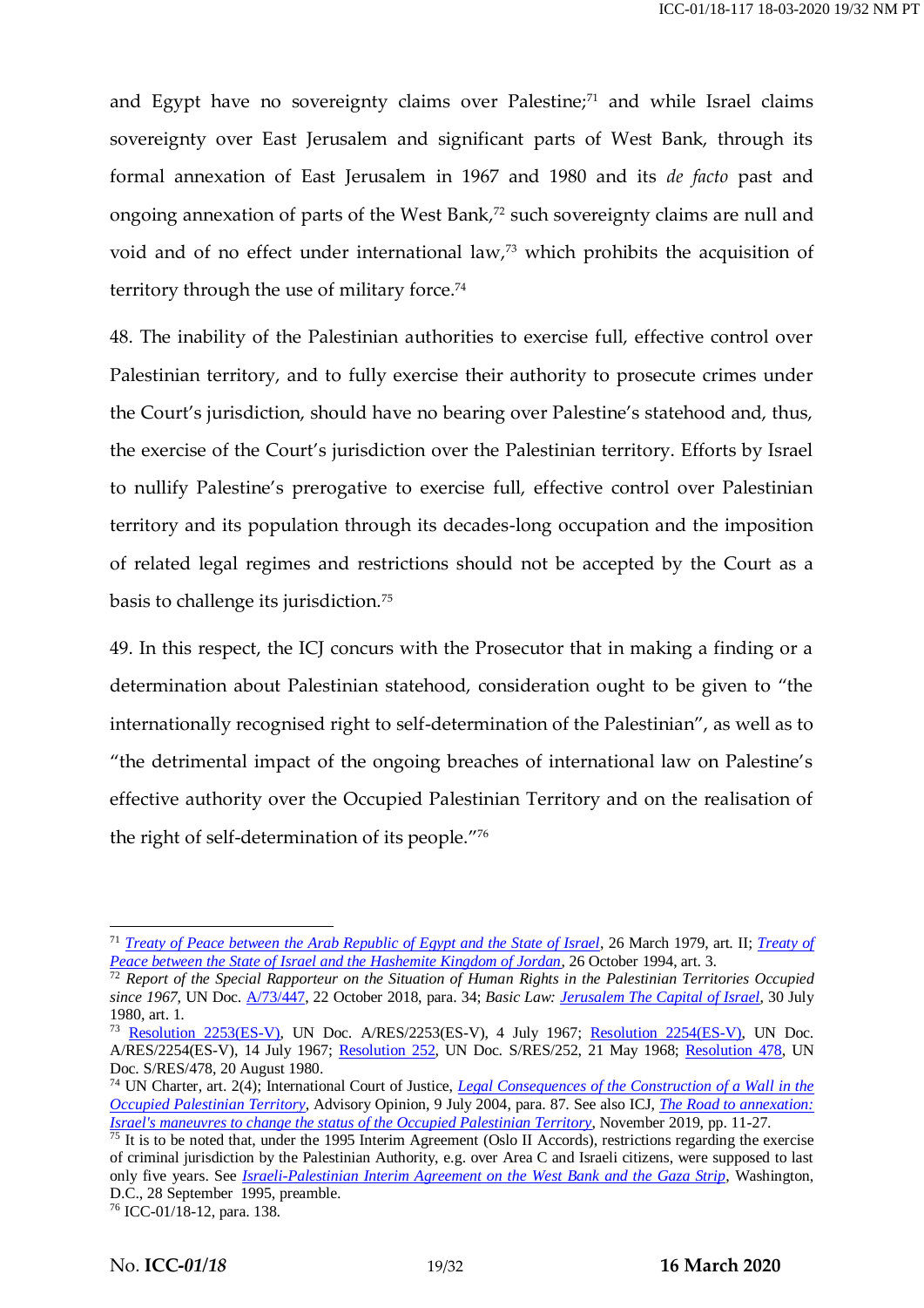and Egypt have no sovereignty claims over Palestine;[71] and while Israel claims sovereignty over East Jerusalem and significant parts of West Bank, through its formal annexation of East Jerusalem in 1967 and 1980 and its *de facto* past and ongoing annexation of parts of the West Bank,[72] such sovereignty claims are null and void and of no effect under international law,[73] which prohibits the acquisition of territory through the use of military force.[74]

48. The inability of the Palestinian authorities to exercise full, effective control over Palestinian territory, and to fully exercise their authority to prosecute crimes under the Court's jurisdiction, should have no bearing over Palestine's statehood and, thus, the exercise of the Court's jurisdiction over the Palestinian territory. Efforts by Israel to nullify Palestine's prerogative to exercise full, effective control over Palestinian territory and its population through its decades-long occupation and the imposition of related legal regimes and restrictions should not be accepted by the Court as a basis to challenge its jurisdiction.[75]

49. In this respect, the ICJ concurs with the Prosecutor that in making a finding or a determination about Palestinian statehood, consideration ought to be given to "the internationally recognised right to self-determination of the Palestinian", as well as to "the detrimental impact of the ongoing breaches of international law on Palestine's effective authority over the Occupied Palestinian Territory and on the realisation of the right of self-determination of its people."[76]

---

[71] *Treaty of Peace between the Arab Republic of Egypt and the State of Israel*, 26 March 1979, art. II; *Treaty of Peace between the State of Israel and the Hashemite Kingdom of Jordan*, 26 October 1994, art. 3.

[72] *Report of the Special Rapporteur on the Situation of Human Rights in the Palestinian Territories Occupied since 1967*, UN Doc. A/73/447, 22 October 2018, para. 34; *Basic Law: Jerusalem The Capital of Israel*, 30 July 1980, art. 1.

[73] Resolution 2253(ES-V), UN Doc. A/RES/2253(ES-V), 4 July 1967; Resolution 2254(ES-V), UN Doc. A/RES/2254(ES-V), 14 July 1967; Resolution 252, UN Doc. S/RES/252, 21 May 1968; Resolution 478, UN Doc. S/RES/478, 20 August 1980.

[74] UN Charter, art. 2(4); International Court of Justice, *Legal Consequences of the Construction of a Wall in the Occupied Palestinian Territory*, Advisory Opinion, 9 July 2004, para. 87. See also ICJ, *The Road to annexation: Israel's maneuvres to change the status of the Occupied Palestinian Territory*, November 2019, pp. 11-27.

[75] It is to be noted that, under the 1995 Interim Agreement (Oslo II Accords), restrictions regarding the exercise of criminal jurisdiction by the Palestinian Authority, e.g. over Area C and Israeli citizens, were supposed to last only five years. See *Israeli-Palestinian Interim Agreement on the West Bank and the Gaza Strip*, Washington, D.C., 28 September 1995, preamble.

[76] ICC-01/18-12, para. 138.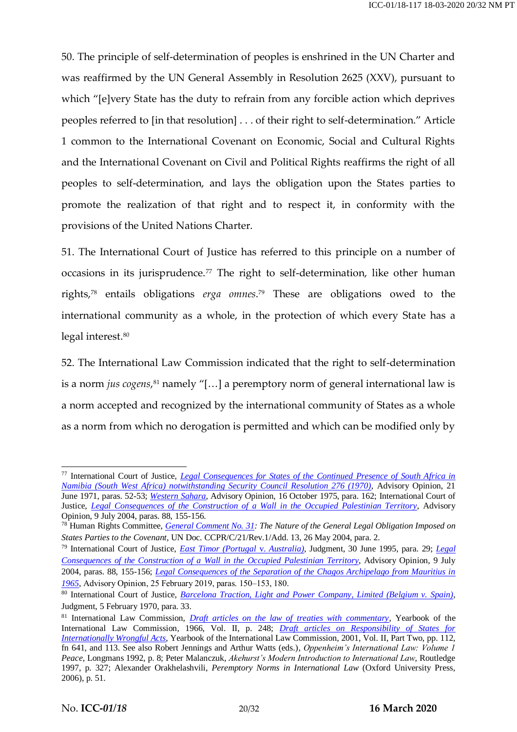50. The principle of self-determination of peoples is enshrined in the UN Charter and was reaffirmed by the UN General Assembly in Resolution 2625 (XXV), pursuant to which "[e]very State has the duty to refrain from any forcible action which deprives peoples referred to [in that resolution] . . . of their right to self-determination." Article 1 common to the International Covenant on Economic, Social and Cultural Rights and the International Covenant on Civil and Political Rights reaffirms the right of all peoples to self-determination, and lays the obligation upon the States parties to promote the realization of that right and to respect it, in conformity with the provisions of the United Nations Charter.

51. The International Court of Justice has referred to this principle on a number of occasions in its jurisprudence.[77] The right to self-determination, like other human rights,[78] entails obligations *erga omnes*.[79] These are obligations owed to the international community as a whole, in the protection of which every State has a legal interest.[80]

52. The International Law Commission indicated that the right to self-determination is a norm *jus cogens*,[81] namely "[…] a peremptory norm of general international law is a norm accepted and recognized by the international community of States as a whole as a norm from which no derogation is permitted and which can be modified only by

---

[77] International Court of Justice, *Legal Consequences for States of the Continued Presence of South Africa in Namibia (South West Africa) notwithstanding Security Council Resolution 276 (1970)*, Advisory Opinion, 21 June 1971, paras. 52-53; *Western Sahara*, Advisory Opinion, 16 October 1975, para. 162; International Court of Justice, *Legal Consequences of the Construction of a Wall in the Occupied Palestinian Territory*, Advisory Opinion, 9 July 2004, paras. 88, 155-156.

[78] Human Rights Committee, *General Comment No. 31: The Nature of the General Legal Obligation Imposed on States Parties to the Covenant*, UN Doc. CCPR/C/21/Rev.1/Add. 13, 26 May 2004, para. 2.

[79] International Court of Justice, *East Timor (Portugal v. Australia)*, Judgment, 30 June 1995, para. 29; *Legal Consequences of the Construction of a Wall in the Occupied Palestinian Territory*, Advisory Opinion, 9 July 2004, paras. 88, 155-156; *Legal Consequences of the Separation of the Chagos Archipelago from Mauritius in 1965*, Advisory Opinion, 25 February 2019, paras. 150–153, 180.

[80] International Court of Justice, *Barcelona Traction, Light and Power Company, Limited (Belgium v. Spain)*, Judgment, 5 February 1970, para. 33.

[81] International Law Commission, *Draft articles on the law of treaties with commentary*, Yearbook of the International Law Commission, 1966, Vol. II, p. 248; *Draft articles on Responsibility of States for Internationally Wrongful Acts*, Yearbook of the International Law Commission, 2001, Vol. II, Part Two, pp. 112, fn 641, and 113. See also Robert Jennings and Arthur Watts (eds.), *Oppenheim's International Law: Volume 1 Peace*, Longmans 1992, p. 8; Peter Malanczuk, *Akehurst's Modern Introduction to International Law*, Routledge 1997, p. 327; Alexander Orakhelashvili, *Peremptory Norms in International Law* (Oxford University Press, 2006), p. 51.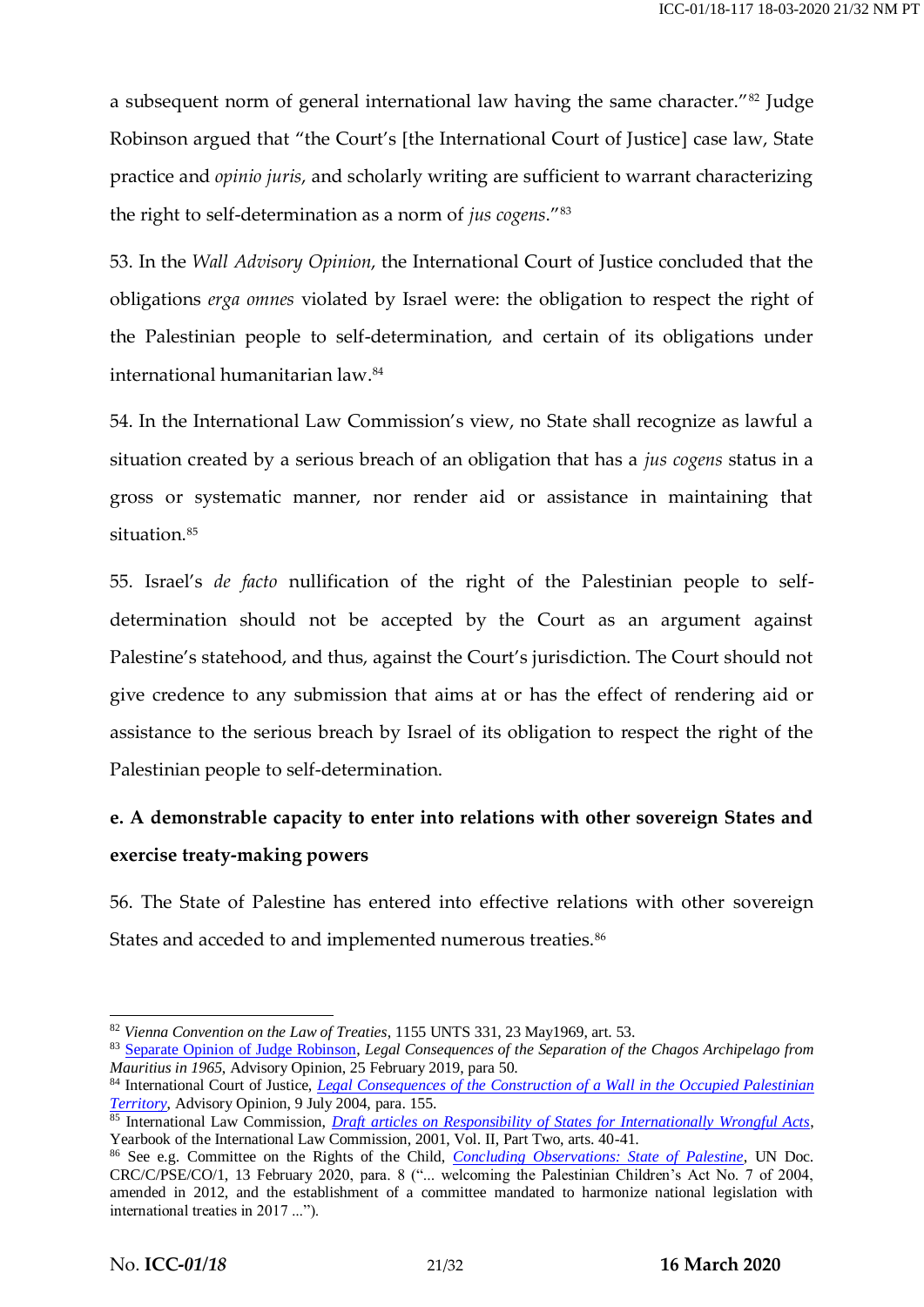a subsequent norm of general international law having the same character."[82] Judge Robinson argued that "the Court's [the International Court of Justice] case law, State practice and *opinio juris*, and scholarly writing are sufficient to warrant characterizing the right to self-determination as a norm of *jus cogens*."[83]

53. In the *Wall Advisory Opinion*, the International Court of Justice concluded that the obligations *erga omnes* violated by Israel were: the obligation to respect the right of the Palestinian people to self-determination, and certain of its obligations under international humanitarian law.[84]

54. In the International Law Commission's view, no State shall recognize as lawful a situation created by a serious breach of an obligation that has a *jus cogens* status in a gross or systematic manner, nor render aid or assistance in maintaining that situation.[85]

55. Israel's *de facto* nullification of the right of the Palestinian people to self-determination should not be accepted by the Court as an argument against Palestine's statehood, and thus, against the Court's jurisdiction. The Court should not give credence to any submission that aims at or has the effect of rendering aid or assistance to the serious breach by Israel of its obligation to respect the right of the Palestinian people to self-determination.

**e. A demonstrable capacity to enter into relations with other sovereign States and exercise treaty-making powers**

56. The State of Palestine has entered into effective relations with other sovereign States and acceded to and implemented numerous treaties.[86]

---

[82] *Vienna Convention on the Law of Treaties*, 1155 UNTS 331, 23 May1969, art. 53.

[83] Separate Opinion of Judge Robinson, *Legal Consequences of the Separation of the Chagos Archipelago from Mauritius in 1965*, Advisory Opinion, 25 February 2019, para 50.

[84] International Court of Justice, *Legal Consequences of the Construction of a Wall in the Occupied Palestinian Territory*, Advisory Opinion, 9 July 2004, para. 155.

[85] International Law Commission, *Draft articles on Responsibility of States for Internationally Wrongful Acts*, Yearbook of the International Law Commission, 2001, Vol. II, Part Two, arts. 40-41.

[86] See e.g. Committee on the Rights of the Child, *Concluding Observations: State of Palestine*, UN Doc. CRC/C/PSE/CO/1, 13 February 2020, para. 8 ("... welcoming the Palestinian Children's Act No. 7 of 2004, amended in 2012, and the establishment of a committee mandated to harmonize national legislation with international treaties in 2017 ...").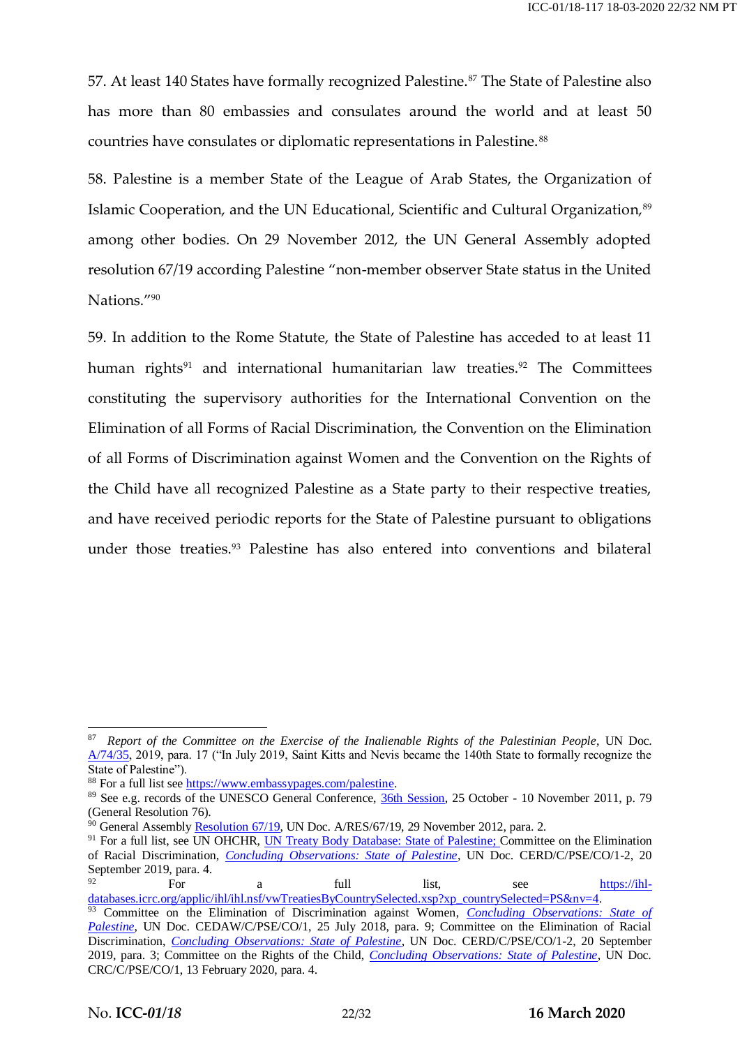57. At least 140 States have formally recognized Palestine.[87] The State of Palestine also has more than 80 embassies and consulates around the world and at least 50 countries have consulates or diplomatic representations in Palestine.[88]

58. Palestine is a member State of the League of Arab States, the Organization of Islamic Cooperation, and the UN Educational, Scientific and Cultural Organization,[89] among other bodies. On 29 November 2012, the UN General Assembly adopted resolution 67/19 according Palestine "non-member observer State status in the United Nations."[90]

59. In addition to the Rome Statute, the State of Palestine has acceded to at least 11 human rights[91] and international humanitarian law treaties.[92] The Committees constituting the supervisory authorities for the International Convention on the Elimination of all Forms of Racial Discrimination, the Convention on the Elimination of all Forms of Discrimination against Women and the Convention on the Rights of the Child have all recognized Palestine as a State party to their respective treaties, and have received periodic reports for the State of Palestine pursuant to obligations under those treaties.[93] Palestine has also entered into conventions and bilateral

---

[87] *Report of the Committee on the Exercise of the Inalienable Rights of the Palestinian People*, UN Doc. A/74/35, 2019, para. 17 ("In July 2019, Saint Kitts and Nevis became the 140th State to formally recognize the State of Palestine").

[88] For a full list see https://www.embassypages.com/palestine.

[89] See e.g. records of the UNESCO General Conference, 36th Session, 25 October - 10 November 2011, p. 79 (General Resolution 76).

[90] General Assembly Resolution 67/19, UN Doc. A/RES/67/19, 29 November 2012, para. 2.

[91] For a full list, see UN OHCHR, UN Treaty Body Database: State of Palestine; Committee on the Elimination of Racial Discrimination, *Concluding Observations: State of Palestine*, UN Doc. CERD/C/PSE/CO/1-2, 20 September 2019, para. 4.

[92] For a full list, see https://ihl-databases.icrc.org/applic/ihl/ihl.nsf/vwTreatiesByCountrySelected.xsp?xp_countrySelected=PS&nv=4.

[93] Committee on the Elimination of Discrimination against Women, *Concluding Observations: State of Palestine*, UN Doc. CEDAW/C/PSE/CO/1, 25 July 2018, para. 9; Committee on the Elimination of Racial Discrimination, *Concluding Observations: State of Palestine*, UN Doc. CERD/C/PSE/CO/1-2, 20 September 2019, para. 3; Committee on the Rights of the Child, *Concluding Observations: State of Palestine*, UN Doc. CRC/C/PSE/CO/1, 13 February 2020, para. 4.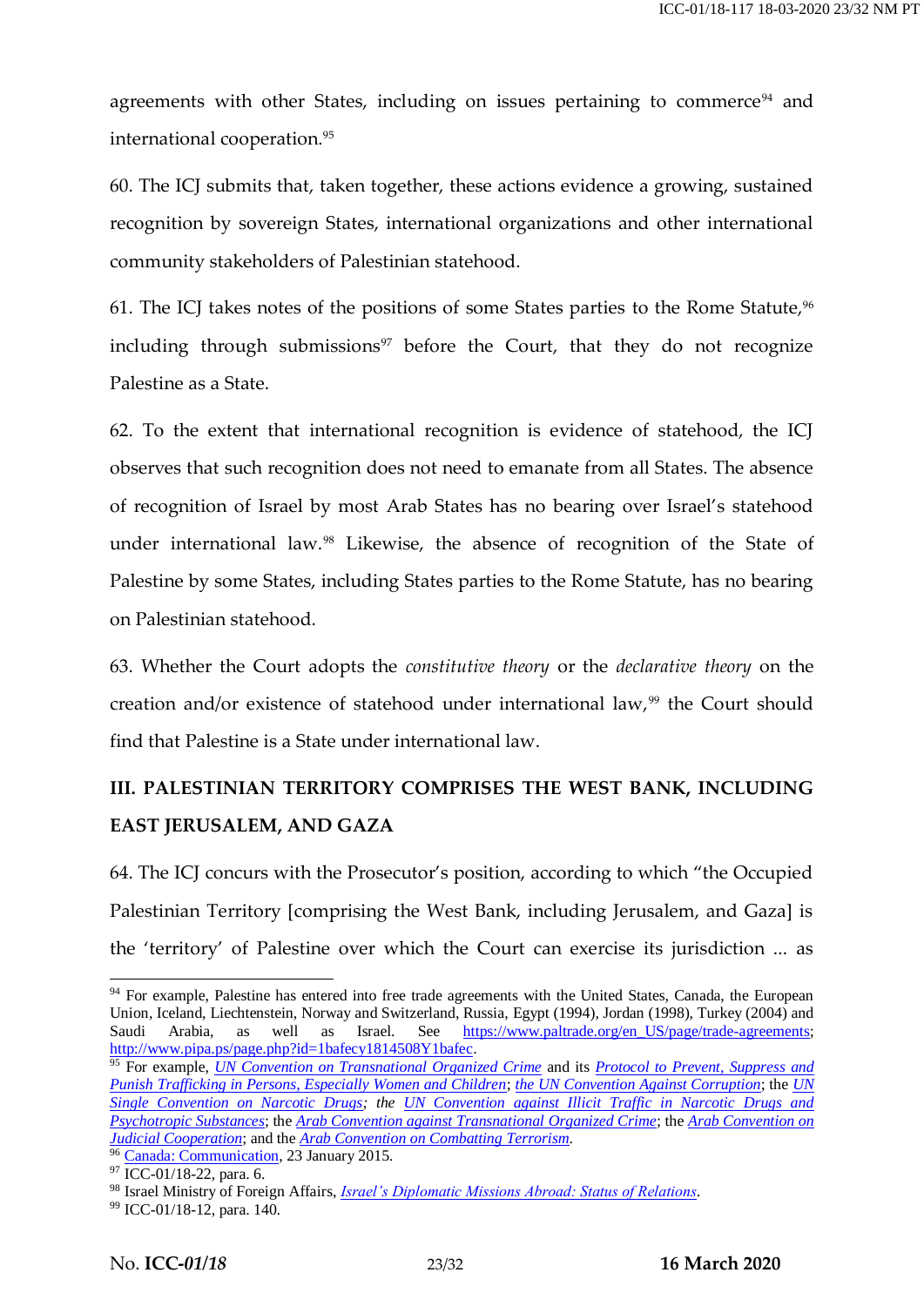agreements with other States, including on issues pertaining to commerce[94] and international cooperation.[95]

60. The ICJ submits that, taken together, these actions evidence a growing, sustained recognition by sovereign States, international organizations and other international community stakeholders of Palestinian statehood.

61. The ICJ takes notes of the positions of some States parties to the Rome Statute,[96] including through submissions[97] before the Court, that they do not recognize Palestine as a State.

62. To the extent that international recognition is evidence of statehood, the ICJ observes that such recognition does not need to emanate from all States. The absence of recognition of Israel by most Arab States has no bearing over Israel's statehood under international law.[98] Likewise, the absence of recognition of the State of Palestine by some States, including States parties to the Rome Statute, has no bearing on Palestinian statehood.

63. Whether the Court adopts the *constitutive theory* or the *declarative theory* on the creation and/or existence of statehood under international law,[99] the Court should find that Palestine is a State under international law.

## III. PALESTINIAN TERRITORY COMPRISES THE WEST BANK, INCLUDING EAST JERUSALEM, AND GAZA

64. The ICJ concurs with the Prosecutor's position, according to which "the Occupied Palestinian Territory [comprising the West Bank, including Jerusalem, and Gaza] is the 'territory' of Palestine over which the Court can exercise its jurisdiction ... as

---

[94] For example, Palestine has entered into free trade agreements with the United States, Canada, the European Union, Iceland, Liechtenstein, Norway and Switzerland, Russia, Egypt (1994), Jordan (1998), Turkey (2004) and Saudi Arabia, as well as Israel. See https://www.paltrade.org/en_US/page/trade-agreements; http://www.pipa.ps/page.php?id=1bafecy1814508Y1bafec.

[95] For example, *UN Convention on Transnational Organized Crime* and its *Protocol to Prevent, Suppress and Punish Trafficking in Persons, Especially Women and Children*; *the UN Convention Against Corruption*; the *UN Single Convention on Narcotic Drugs*; *the UN Convention against Illicit Traffic in Narcotic Drugs and Psychotropic Substances*; the *Arab Convention against Transnational Organized Crime*; the *Arab Convention on Judicial Cooperation*; and the *Arab Convention on Combatting Terrorism*.

[96] Canada: Communication, 23 January 2015.

[97] ICC-01/18-22, para. 6.

[98] Israel Ministry of Foreign Affairs, *Israel's Diplomatic Missions Abroad: Status of Relations*.

[99] ICC-01/18-12, para. 140.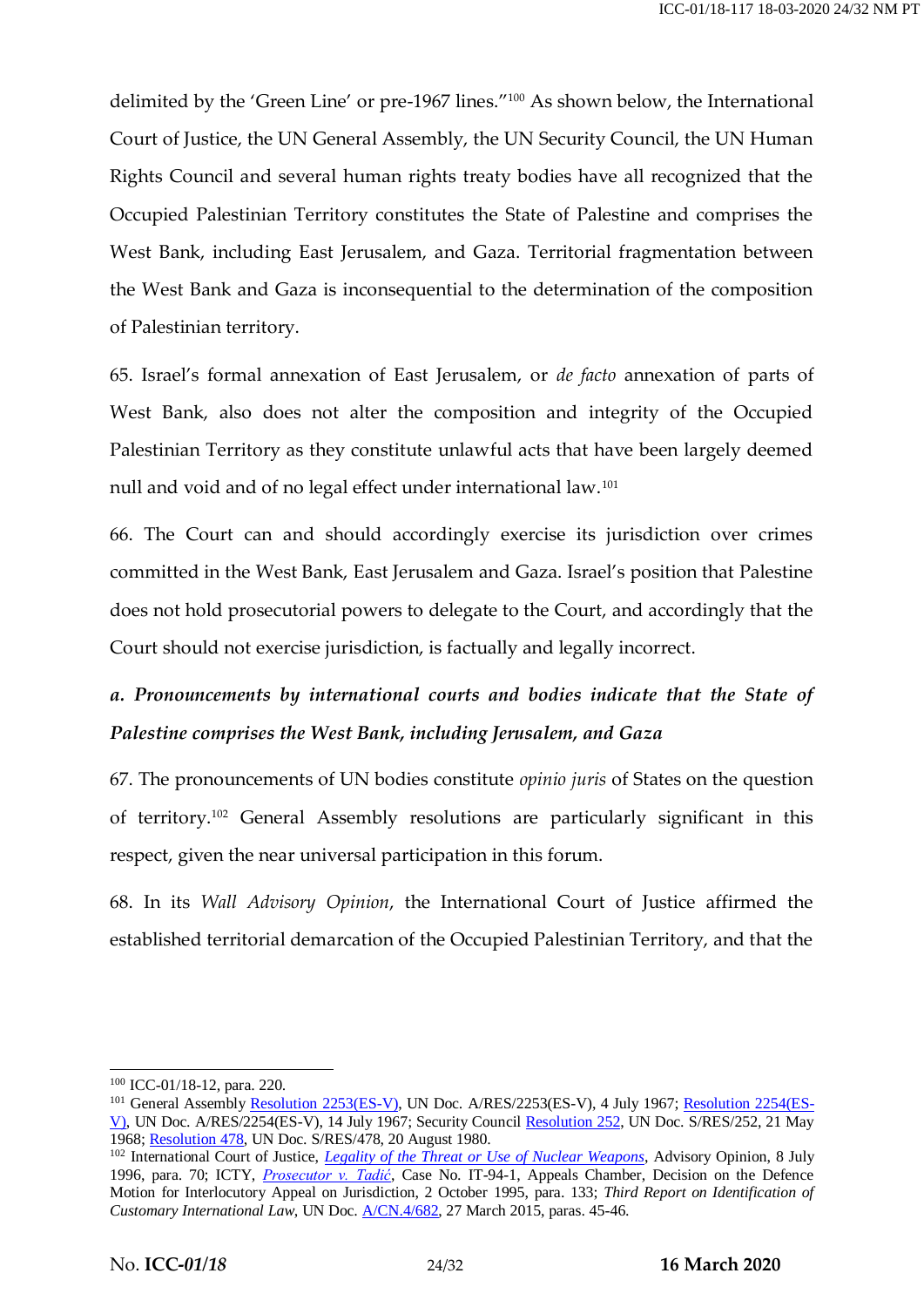delimited by the 'Green Line' or pre-1967 lines."[100] As shown below, the International Court of Justice, the UN General Assembly, the UN Security Council, the UN Human Rights Council and several human rights treaty bodies have all recognized that the Occupied Palestinian Territory constitutes the State of Palestine and comprises the West Bank, including East Jerusalem, and Gaza. Territorial fragmentation between the West Bank and Gaza is inconsequential to the determination of the composition of Palestinian territory.

65. Israel's formal annexation of East Jerusalem, or *de facto* annexation of parts of West Bank, also does not alter the composition and integrity of the Occupied Palestinian Territory as they constitute unlawful acts that have been largely deemed null and void and of no legal effect under international law.[101]

66. The Court can and should accordingly exercise its jurisdiction over crimes committed in the West Bank, East Jerusalem and Gaza. Israel's position that Palestine does not hold prosecutorial powers to delegate to the Court, and accordingly that the Court should not exercise jurisdiction, is factually and legally incorrect.

### *a. Pronouncements by international courts and bodies indicate that the State of Palestine comprises the West Bank, including Jerusalem, and Gaza*

67. The pronouncements of UN bodies constitute *opinio juris* of States on the question of territory.[102] General Assembly resolutions are particularly significant in this respect, given the near universal participation in this forum.

68. In its *Wall Advisory Opinion*, the International Court of Justice affirmed the established territorial demarcation of the Occupied Palestinian Territory, and that the

---

[100] ICC-01/18-12, para. 220.

[101] General Assembly Resolution 2253(ES-V), UN Doc. A/RES/2253(ES-V), 4 July 1967; Resolution 2254(ES-V), UN Doc. A/RES/2254(ES-V), 14 July 1967; Security Council Resolution 252, UN Doc. S/RES/252, 21 May 1968; Resolution 478, UN Doc. S/RES/478, 20 August 1980.

[102] International Court of Justice, *Legality of the Threat or Use of Nuclear Weapons*, Advisory Opinion, 8 July 1996, para. 70; ICTY, *Prosecutor v. Tadić*, Case No. IT-94-1, Appeals Chamber, Decision on the Defence Motion for Interlocutory Appeal on Jurisdiction, 2 October 1995, para. 133; *Third Report on Identification of Customary International Law*, UN Doc. A/CN.4/682, 27 March 2015, paras. 45-46.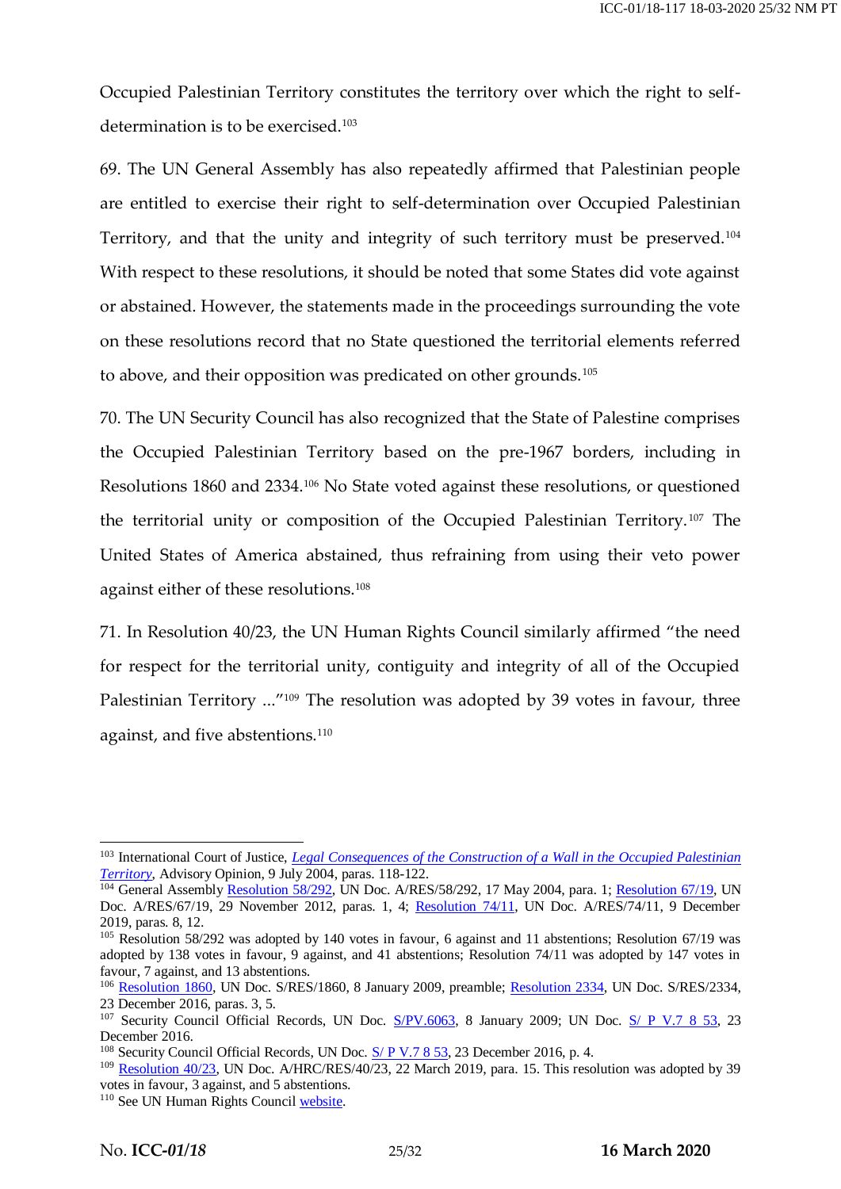Occupied Palestinian Territory constitutes the territory over which the right to self-determination is to be exercised.[103]

69. The UN General Assembly has also repeatedly affirmed that Palestinian people are entitled to exercise their right to self-determination over Occupied Palestinian Territory, and that the unity and integrity of such territory must be preserved.[104] With respect to these resolutions, it should be noted that some States did vote against or abstained. However, the statements made in the proceedings surrounding the vote on these resolutions record that no State questioned the territorial elements referred to above, and their opposition was predicated on other grounds.[105]

70. The UN Security Council has also recognized that the State of Palestine comprises the Occupied Palestinian Territory based on the pre-1967 borders, including in Resolutions 1860 and 2334.[106] No State voted against these resolutions, or questioned the territorial unity or composition of the Occupied Palestinian Territory.[107] The United States of America abstained, thus refraining from using their veto power against either of these resolutions.[108]

71. In Resolution 40/23, the UN Human Rights Council similarly affirmed "the need for respect for the territorial unity, contiguity and integrity of all of the Occupied Palestinian Territory ..."[109] The resolution was adopted by 39 votes in favour, three against, and five abstentions.[110]

---

[103] International Court of Justice, *Legal Consequences of the Construction of a Wall in the Occupied Palestinian Territory*, Advisory Opinion, 9 July 2004, paras. 118-122.

[104] General Assembly Resolution 58/292, UN Doc. A/RES/58/292, 17 May 2004, para. 1; Resolution 67/19, UN Doc. A/RES/67/19, 29 November 2012, paras. 1, 4; Resolution 74/11, UN Doc. A/RES/74/11, 9 December 2019, paras. 8, 12.

[105] Resolution 58/292 was adopted by 140 votes in favour, 6 against and 11 abstentions; Resolution 67/19 was adopted by 138 votes in favour, 9 against, and 41 abstentions; Resolution 74/11 was adopted by 147 votes in favour, 7 against, and 13 abstentions.

[106] Resolution 1860, UN Doc. S/RES/1860, 8 January 2009, preamble; Resolution 2334, UN Doc. S/RES/2334, 23 December 2016, paras. 3, 5.

[107] Security Council Official Records, UN Doc. S/PV.6063, 8 January 2009; UN Doc. S/ P V.7 8 53, 23 December 2016.

[108] Security Council Official Records, UN Doc. S/ P V.7 8 53, 23 December 2016, p. 4.

[109] Resolution 40/23, UN Doc. A/HRC/RES/40/23, 22 March 2019, para. 15. This resolution was adopted by 39 votes in favour, 3 against, and 5 abstentions.

[110] See UN Human Rights Council website.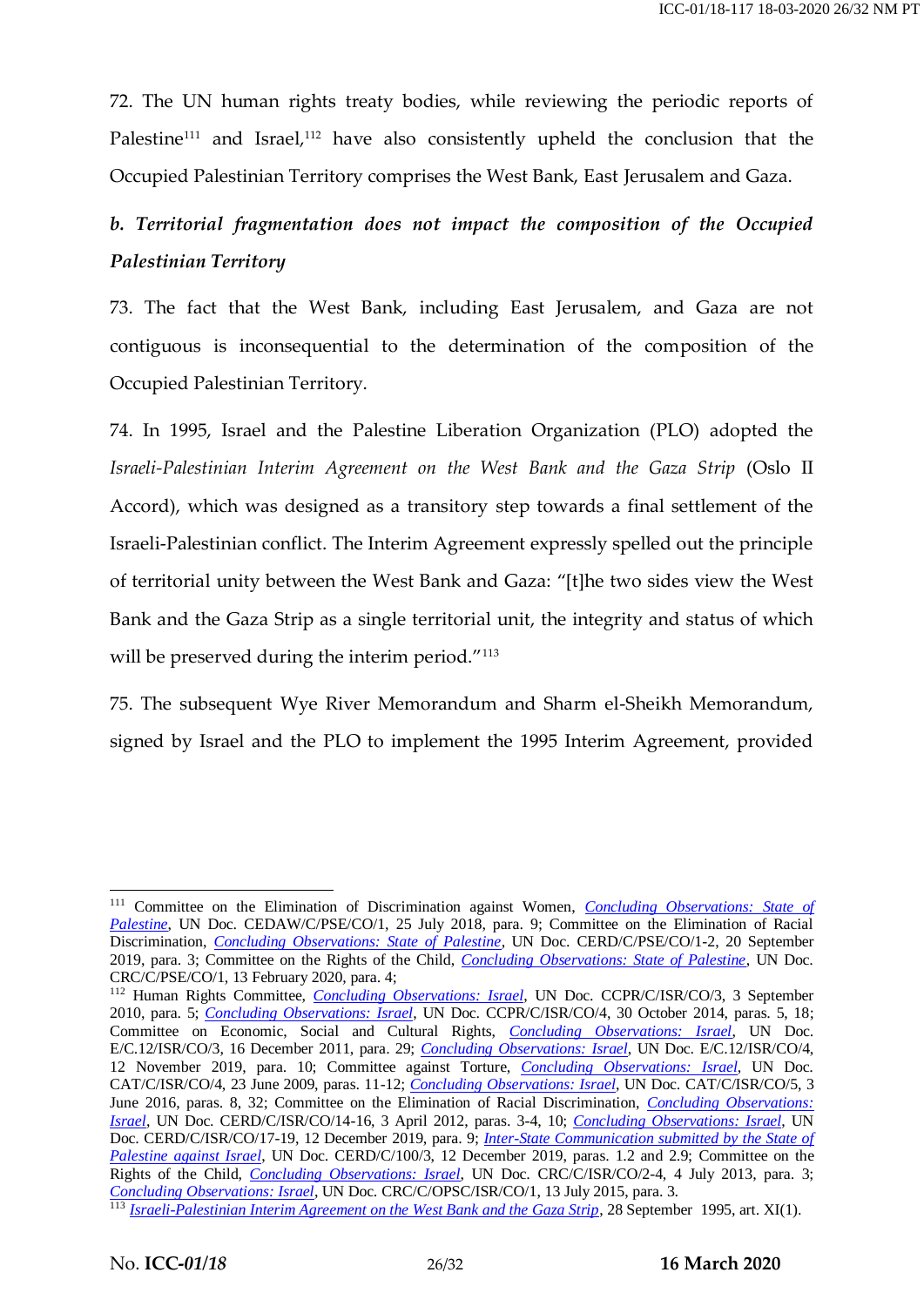72. The UN human rights treaty bodies, while reviewing the periodic reports of Palestine[111] and Israel,[112] have also consistently upheld the conclusion that the Occupied Palestinian Territory comprises the West Bank, East Jerusalem and Gaza.

***b. Territorial fragmentation does not impact the composition of the Occupied Palestinian Territory***

73. The fact that the West Bank, including East Jerusalem, and Gaza are not contiguous is inconsequential to the determination of the composition of the Occupied Palestinian Territory.

74. In 1995, Israel and the Palestine Liberation Organization (PLO) adopted the *Israeli-Palestinian Interim Agreement on the West Bank and the Gaza Strip* (Oslo II Accord), which was designed as a transitory step towards a final settlement of the Israeli-Palestinian conflict. The Interim Agreement expressly spelled out the principle of territorial unity between the West Bank and Gaza: "[t]he two sides view the West Bank and the Gaza Strip as a single territorial unit, the integrity and status of which will be preserved during the interim period."[113]

75. The subsequent Wye River Memorandum and Sharm el-Sheikh Memorandum, signed by Israel and the PLO to implement the 1995 Interim Agreement, provided

---

[111] Committee on the Elimination of Discrimination against Women, *Concluding Observations: State of Palestine*, UN Doc. CEDAW/C/PSE/CO/1, 25 July 2018, para. 9; Committee on the Elimination of Racial Discrimination, *Concluding Observations: State of Palestine*, UN Doc. CERD/C/PSE/CO/1-2, 20 September 2019, para. 3; Committee on the Rights of the Child, *Concluding Observations: State of Palestine*, UN Doc. CRC/C/PSE/CO/1, 13 February 2020, para. 4;

[112] Human Rights Committee, *Concluding Observations: Israel*, UN Doc. CCPR/C/ISR/CO/3, 3 September 2010, para. 5; *Concluding Observations: Israel*, UN Doc. CCPR/C/ISR/CO/4, 30 October 2014, paras. 5, 18; Committee on Economic, Social and Cultural Rights, *Concluding Observations: Israel*, UN Doc. E/C.12/ISR/CO/3, 16 December 2011, para. 29; *Concluding Observations: Israel*, UN Doc. E/C.12/ISR/CO/4, 12 November 2019, para. 10; Committee against Torture, *Concluding Observations: Israel*, UN Doc. CAT/C/ISR/CO/4, 23 June 2009, paras. 11-12; *Concluding Observations: Israel*, UN Doc. CAT/C/ISR/CO/5, 3 June 2016, paras. 8, 32; Committee on the Elimination of Racial Discrimination, *Concluding Observations: Israel*, UN Doc. CERD/C/ISR/CO/14-16, 3 April 2012, paras. 3-4, 10; *Concluding Observations: Israel*, UN Doc. CERD/C/ISR/CO/17-19, 12 December 2019, para. 9; *Inter-State Communication submitted by the State of Palestine against Israel*, UN Doc. CERD/C/100/3, 12 December 2019, paras. 1.2 and 2.9; Committee on the Rights of the Child, *Concluding Observations: Israel*, UN Doc. CRC/C/ISR/CO/2-4, 4 July 2013, para. 3; *Concluding Observations: Israel*, UN Doc. CRC/C/OPSC/ISR/CO/1, 13 July 2015, para. 3.

[113] *Israeli-Palestinian Interim Agreement on the West Bank and the Gaza Strip*, 28 September 1995, art. XI(1).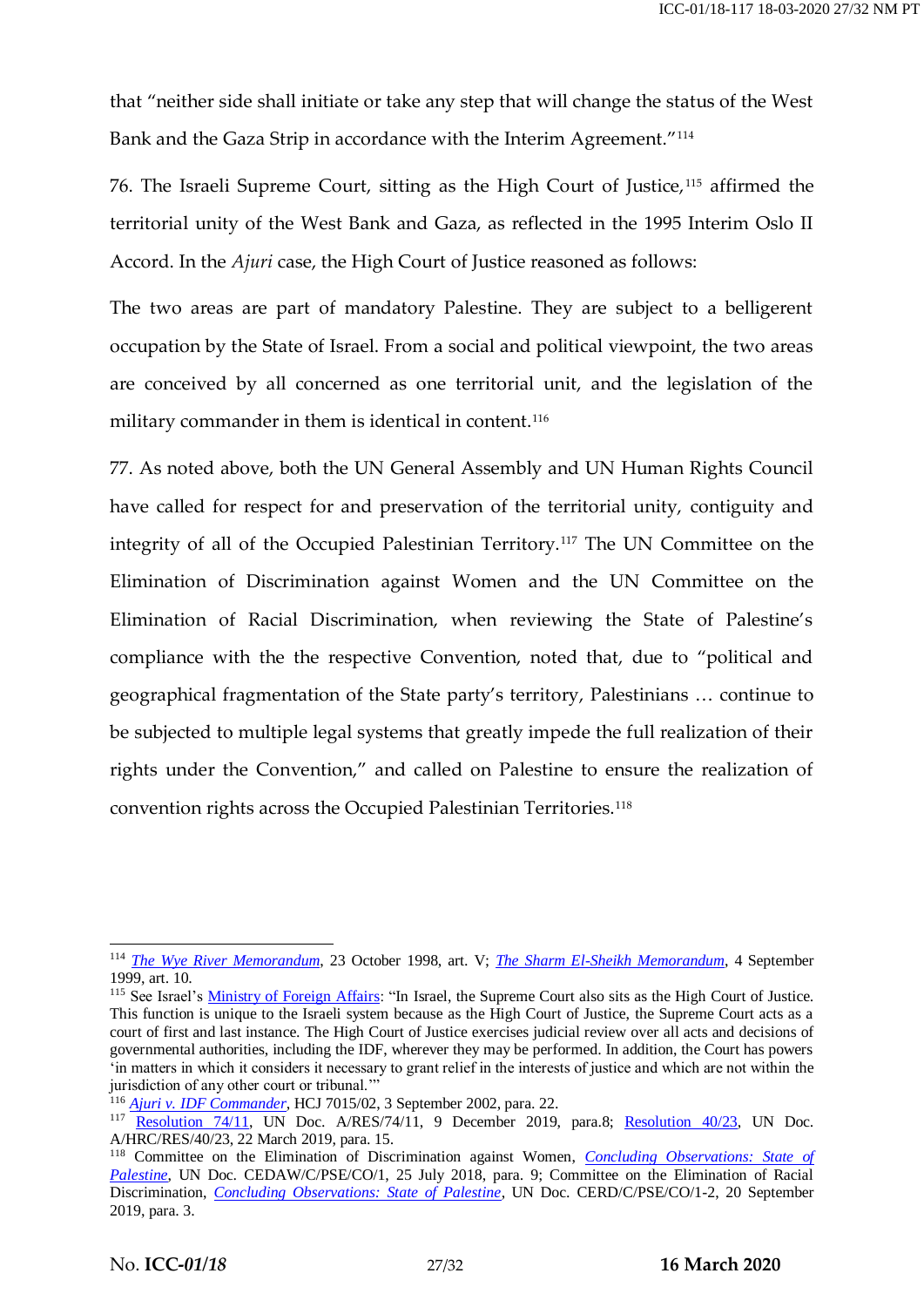that "neither side shall initiate or take any step that will change the status of the West Bank and the Gaza Strip in accordance with the Interim Agreement."[114]

76. The Israeli Supreme Court, sitting as the High Court of Justice,[115] affirmed the territorial unity of the West Bank and Gaza, as reflected in the 1995 Interim Oslo II Accord. In the *Ajuri* case, the High Court of Justice reasoned as follows:

The two areas are part of mandatory Palestine. They are subject to a belligerent occupation by the State of Israel. From a social and political viewpoint, the two areas are conceived by all concerned as one territorial unit, and the legislation of the military commander in them is identical in content.[116]

77. As noted above, both the UN General Assembly and UN Human Rights Council have called for respect for and preservation of the territorial unity, contiguity and integrity of all of the Occupied Palestinian Territory.[117] The UN Committee on the Elimination of Discrimination against Women and the UN Committee on the Elimination of Racial Discrimination, when reviewing the State of Palestine's compliance with the the respective Convention, noted that, due to "political and geographical fragmentation of the State party's territory, Palestinians … continue to be subjected to multiple legal systems that greatly impede the full realization of their rights under the Convention," and called on Palestine to ensure the realization of convention rights across the Occupied Palestinian Territories.[118]

---

[114] *The Wye River Memorandum*, 23 October 1998, art. V; *The Sharm El-Sheikh Memorandum*, 4 September 1999, art. 10.

[115] See Israel's Ministry of Foreign Affairs: "In Israel, the Supreme Court also sits as the High Court of Justice. This function is unique to the Israeli system because as the High Court of Justice, the Supreme Court acts as a court of first and last instance. The High Court of Justice exercises judicial review over all acts and decisions of governmental authorities, including the IDF, wherever they may be performed. In addition, the Court has powers 'in matters in which it considers it necessary to grant relief in the interests of justice and which are not within the jurisdiction of any other court or tribunal.'"

[116] *Ajuri v. IDF Commander*, HCJ 7015/02, 3 September 2002, para. 22.

[117] Resolution 74/11, UN Doc. A/RES/74/11, 9 December 2019, para.8; Resolution 40/23, UN Doc. A/HRC/RES/40/23, 22 March 2019, para. 15.

[118] Committee on the Elimination of Discrimination against Women, *Concluding Observations: State of Palestine*, UN Doc. CEDAW/C/PSE/CO/1, 25 July 2018, para. 9; Committee on the Elimination of Racial Discrimination, *Concluding Observations: State of Palestine*, UN Doc. CERD/C/PSE/CO/1-2, 20 September 2019, para. 3.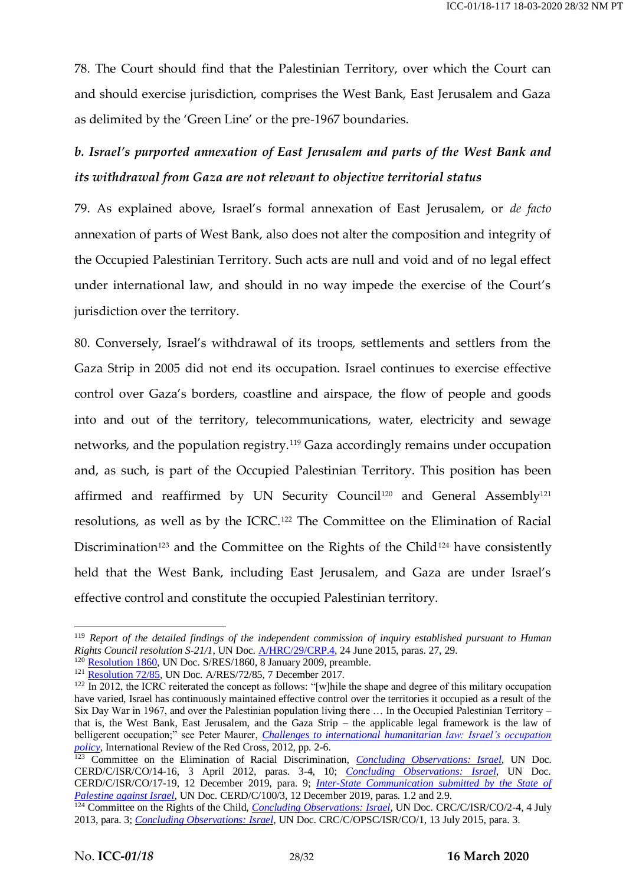78. The Court should find that the Palestinian Territory, over which the Court can and should exercise jurisdiction, comprises the West Bank, East Jerusalem and Gaza as delimited by the 'Green Line' or the pre-1967 boundaries.

***b. Israel's purported annexation of East Jerusalem and parts of the West Bank and its withdrawal from Gaza are not relevant to objective territorial status***

79. As explained above, Israel's formal annexation of East Jerusalem, or *de facto* annexation of parts of West Bank, also does not alter the composition and integrity of the Occupied Palestinian Territory. Such acts are null and void and of no legal effect under international law, and should in no way impede the exercise of the Court's jurisdiction over the territory.

80. Conversely, Israel's withdrawal of its troops, settlements and settlers from the Gaza Strip in 2005 did not end its occupation. Israel continues to exercise effective control over Gaza's borders, coastline and airspace, the flow of people and goods into and out of the territory, telecommunications, water, electricity and sewage networks, and the population registry.[119] Gaza accordingly remains under occupation and, as such, is part of the Occupied Palestinian Territory. This position has been affirmed and reaffirmed by UN Security Council[120] and General Assembly[121] resolutions, as well as by the ICRC.[122] The Committee on the Elimination of Racial Discrimination[123] and the Committee on the Rights of the Child[124] have consistently held that the West Bank, including East Jerusalem, and Gaza are under Israel's effective control and constitute the occupied Palestinian territory.

---

[119] *Report of the detailed findings of the independent commission of inquiry established pursuant to Human Rights Council resolution S-21/1*, UN Doc. A/HRC/29/CRP.4, 24 June 2015, paras. 27, 29.

[120] Resolution 1860, UN Doc. S/RES/1860, 8 January 2009, preamble.

[121] Resolution 72/85, UN Doc. A/RES/72/85, 7 December 2017.

[122] In 2012, the ICRC reiterated the concept as follows: "[w]hile the shape and degree of this military occupation have varied, Israel has continuously maintained effective control over the territories it occupied as a result of the Six Day War in 1967, and over the Palestinian population living there … In the Occupied Palestinian Territory – that is, the West Bank, East Jerusalem, and the Gaza Strip – the applicable legal framework is the law of belligerent occupation;" see Peter Maurer, *Challenges to international humanitarian law: Israel's occupation policy*, International Review of the Red Cross, 2012, pp. 2-6.

[123] Committee on the Elimination of Racial Discrimination, *Concluding Observations: Israel*, UN Doc. CERD/C/ISR/CO/14-16, 3 April 2012, paras. 3-4, 10; *Concluding Observations: Israel*, UN Doc. CERD/C/ISR/CO/17-19, 12 December 2019, para. 9; *Inter-State Communication submitted by the State of Palestine against Israel*, UN Doc. CERD/C/100/3, 12 December 2019, paras. 1.2 and 2.9.

[124] Committee on the Rights of the Child, *Concluding Observations: Israel*, UN Doc. CRC/C/ISR/CO/2-4, 4 July 2013, para. 3; *Concluding Observations: Israel*, UN Doc. CRC/C/OPSC/ISR/CO/1, 13 July 2015, para. 3.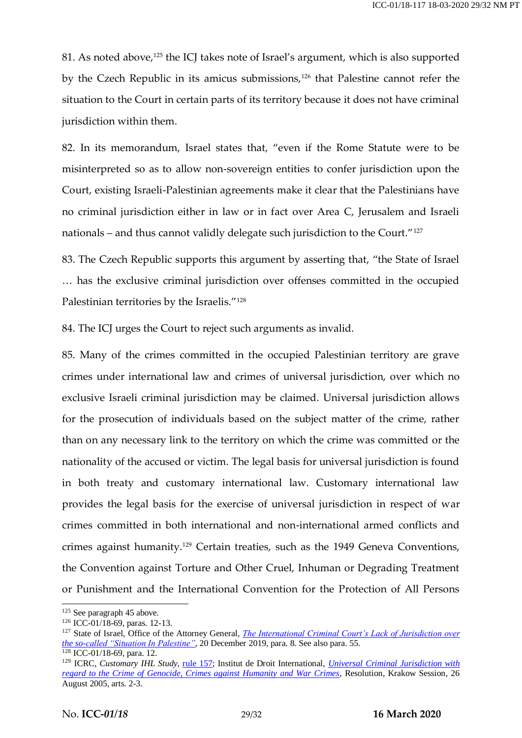81. As noted above,[125] the ICJ takes note of Israel's argument, which is also supported by the Czech Republic in its amicus submissions,[126] that Palestine cannot refer the situation to the Court in certain parts of its territory because it does not have criminal jurisdiction within them.

82. In its memorandum, Israel states that, "even if the Rome Statute were to be misinterpreted so as to allow non-sovereign entities to confer jurisdiction upon the Court, existing Israeli-Palestinian agreements make it clear that the Palestinians have no criminal jurisdiction either in law or in fact over Area C, Jerusalem and Israeli nationals – and thus cannot validly delegate such jurisdiction to the Court."[127]

83. The Czech Republic supports this argument by asserting that, "the State of Israel … has the exclusive criminal jurisdiction over offenses committed in the occupied Palestinian territories by the Israelis."[128]

84. The ICJ urges the Court to reject such arguments as invalid.

85. Many of the crimes committed in the occupied Palestinian territory are grave crimes under international law and crimes of universal jurisdiction, over which no exclusive Israeli criminal jurisdiction may be claimed. Universal jurisdiction allows for the prosecution of individuals based on the subject matter of the crime, rather than on any necessary link to the territory on which the crime was committed or the nationality of the accused or victim. The legal basis for universal jurisdiction is found in both treaty and customary international law. Customary international law provides the legal basis for the exercise of universal jurisdiction in respect of war crimes committed in both international and non-international armed conflicts and crimes against humanity.[129] Certain treaties, such as the 1949 Geneva Conventions, the Convention against Torture and Other Cruel, Inhuman or Degrading Treatment or Punishment and the International Convention for the Protection of All Persons

---

[125] See paragraph 45 above.

[126] ICC-01/18-69, paras. 12-13.

[127] State of Israel, Office of the Attorney General, *The International Criminal Court's Lack of Jurisdiction over the so-called "Situation In Palestine"*, 20 December 2019, para. 8. See also para. 55.

[128] ICC-01/18-69, para. 12.

[129] ICRC, *Customary IHL Study*, rule 157; Institut de Droit International, *Universal Criminal Jurisdiction with regard to the Crime of Genocide, Crimes against Humanity and War Crimes*, Resolution, Krakow Session, 26 August 2005, arts. 2-3.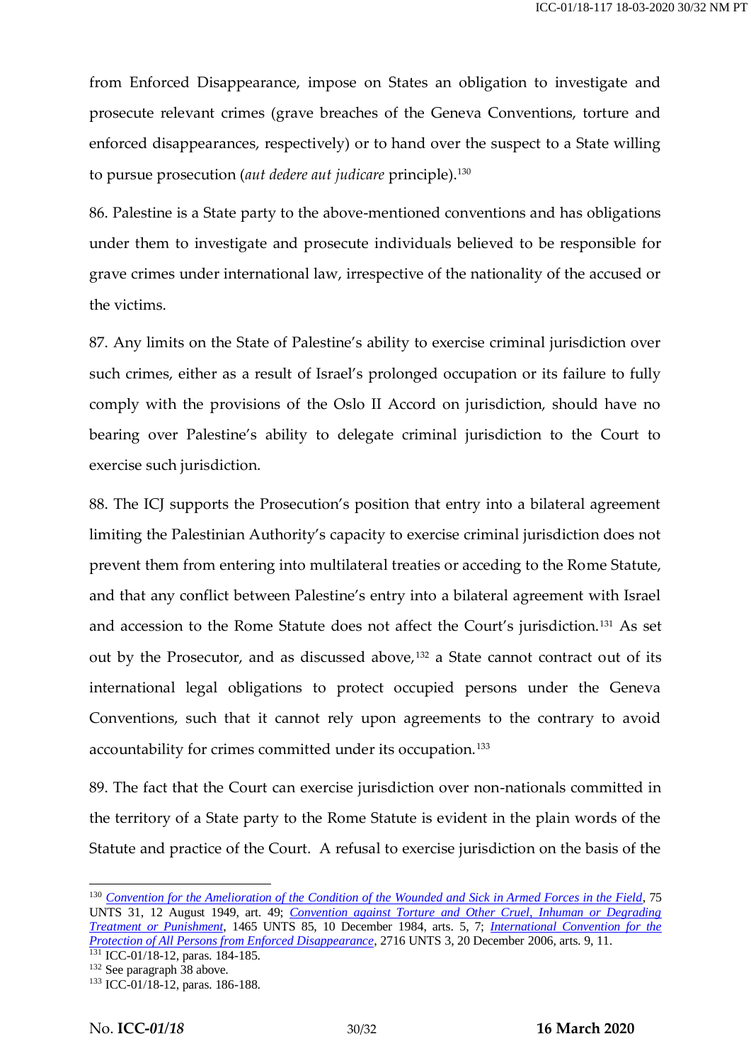from Enforced Disappearance, impose on States an obligation to investigate and prosecute relevant crimes (grave breaches of the Geneva Conventions, torture and enforced disappearances, respectively) or to hand over the suspect to a State willing to pursue prosecution (*aut dedere aut judicare* principle).[130]

86. Palestine is a State party to the above-mentioned conventions and has obligations under them to investigate and prosecute individuals believed to be responsible for grave crimes under international law, irrespective of the nationality of the accused or the victims.

87. Any limits on the State of Palestine's ability to exercise criminal jurisdiction over such crimes, either as a result of Israel's prolonged occupation or its failure to fully comply with the provisions of the Oslo II Accord on jurisdiction, should have no bearing over Palestine's ability to delegate criminal jurisdiction to the Court to exercise such jurisdiction.

88. The ICJ supports the Prosecution's position that entry into a bilateral agreement limiting the Palestinian Authority's capacity to exercise criminal jurisdiction does not prevent them from entering into multilateral treaties or acceding to the Rome Statute, and that any conflict between Palestine's entry into a bilateral agreement with Israel and accession to the Rome Statute does not affect the Court's jurisdiction.[131] As set out by the Prosecutor, and as discussed above,[132] a State cannot contract out of its international legal obligations to protect occupied persons under the Geneva Conventions, such that it cannot rely upon agreements to the contrary to avoid accountability for crimes committed under its occupation.[133]

89. The fact that the Court can exercise jurisdiction over non-nationals committed in the territory of a State party to the Rome Statute is evident in the plain words of the Statute and practice of the Court. A refusal to exercise jurisdiction on the basis of the

---

[130] *Convention for the Amelioration of the Condition of the Wounded and Sick in Armed Forces in the Field*, 75 UNTS 31, 12 August 1949, art. 49; *Convention against Torture and Other Cruel, Inhuman or Degrading Treatment or Punishment*, 1465 UNTS 85, 10 December 1984, arts. 5, 7; *International Convention for the Protection of All Persons from Enforced Disappearance*, 2716 UNTS 3, 20 December 2006, arts. 9, 11.

[131] ICC-01/18-12, paras. 184-185.

[132] See paragraph 38 above.

[133] ICC-01/18-12, paras. 186-188.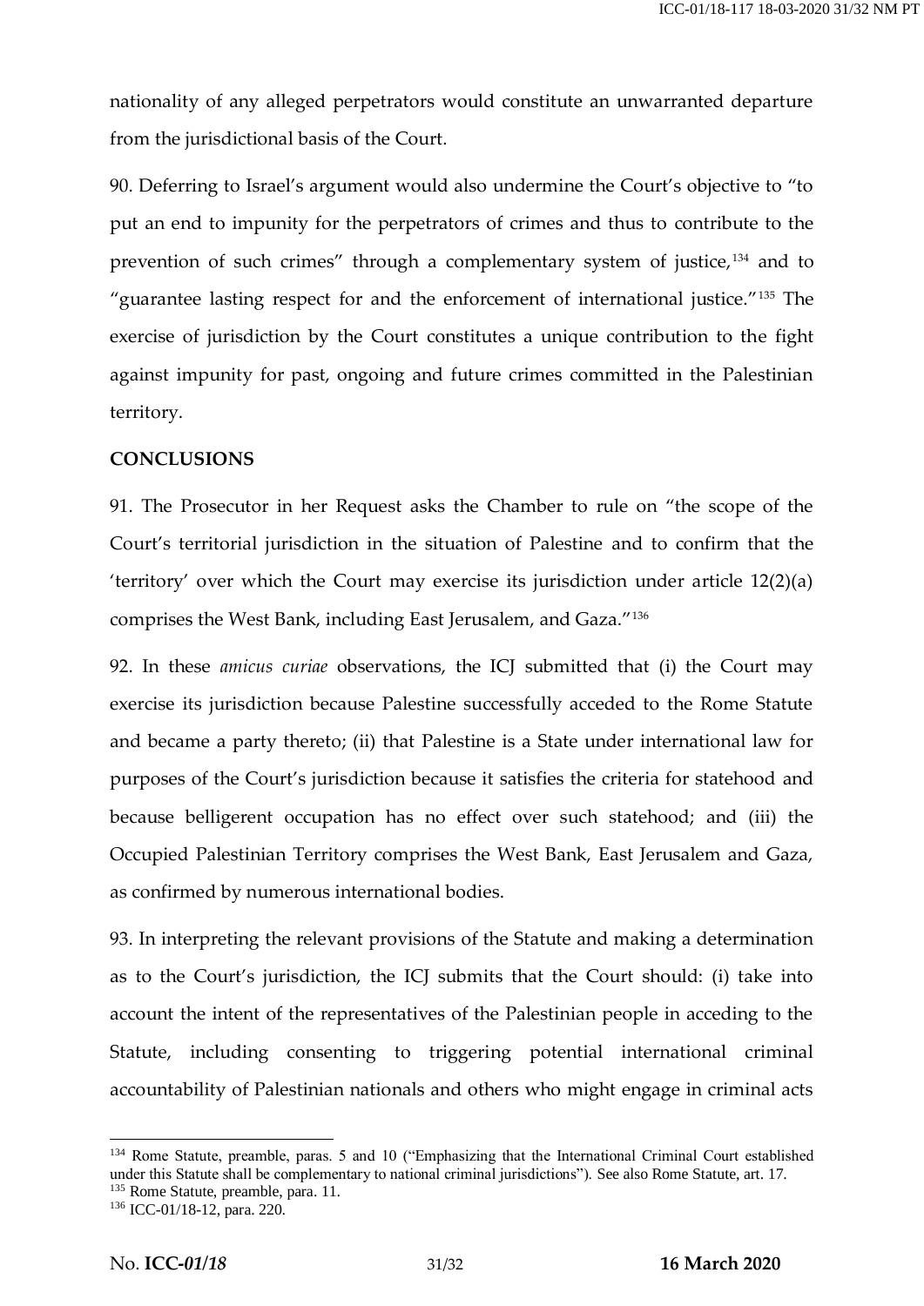nationality of any alleged perpetrators would constitute an unwarranted departure from the jurisdictional basis of the Court.

90. Deferring to Israel's argument would also undermine the Court's objective to "to put an end to impunity for the perpetrators of crimes and thus to contribute to the prevention of such crimes" through a complementary system of justice,[134] and to "guarantee lasting respect for and the enforcement of international justice."[135] The exercise of jurisdiction by the Court constitutes a unique contribution to the fight against impunity for past, ongoing and future crimes committed in the Palestinian territory.

**CONCLUSIONS**

91. The Prosecutor in her Request asks the Chamber to rule on "the scope of the Court's territorial jurisdiction in the situation of Palestine and to confirm that the 'territory' over which the Court may exercise its jurisdiction under article 12(2)(a) comprises the West Bank, including East Jerusalem, and Gaza."[136]

92. In these *amicus curiae* observations, the ICJ submitted that (i) the Court may exercise its jurisdiction because Palestine successfully acceded to the Rome Statute and became a party thereto; (ii) that Palestine is a State under international law for purposes of the Court's jurisdiction because it satisfies the criteria for statehood and because belligerent occupation has no effect over such statehood; and (iii) the Occupied Palestinian Territory comprises the West Bank, East Jerusalem and Gaza, as confirmed by numerous international bodies.

93. In interpreting the relevant provisions of the Statute and making a determination as to the Court's jurisdiction, the ICJ submits that the Court should: (i) take into account the intent of the representatives of the Palestinian people in acceding to the Statute, including consenting to triggering potential international criminal accountability of Palestinian nationals and others who might engage in criminal acts

---

[134] Rome Statute, preamble, paras. 5 and 10 ("Emphasizing that the International Criminal Court established under this Statute shall be complementary to national criminal jurisdictions"). See also Rome Statute, art. 17.

[135] Rome Statute, preamble, para. 11.

[136] ICC-01/18-12, para. 220.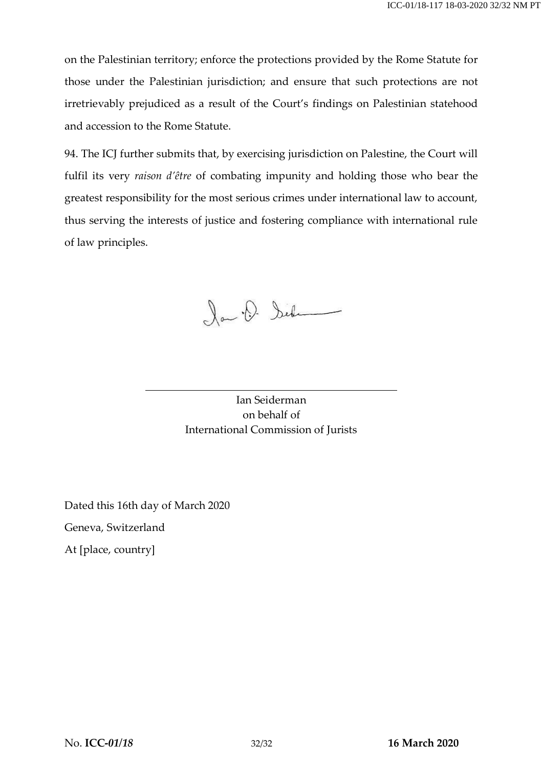on the Palestinian territory; enforce the protections provided by the Rome Statute for those under the Palestinian jurisdiction; and ensure that such protections are not irretrievably prejudiced as a result of the Court's findings on Palestinian statehood and accession to the Rome Statute.

94. The ICJ further submits that, by exercising jurisdiction on Palestine, the Court will fulfil its very *raison d'être* of combating impunity and holding those who bear the greatest responsibility for the most serious crimes under international law to account, thus serving the interests of justice and fostering compliance with international rule of law principles.

Ian Seiderman
on behalf of
International Commission of Jurists

Dated this 16th day of March 2020

Geneva, Switzerland

At [place, country]